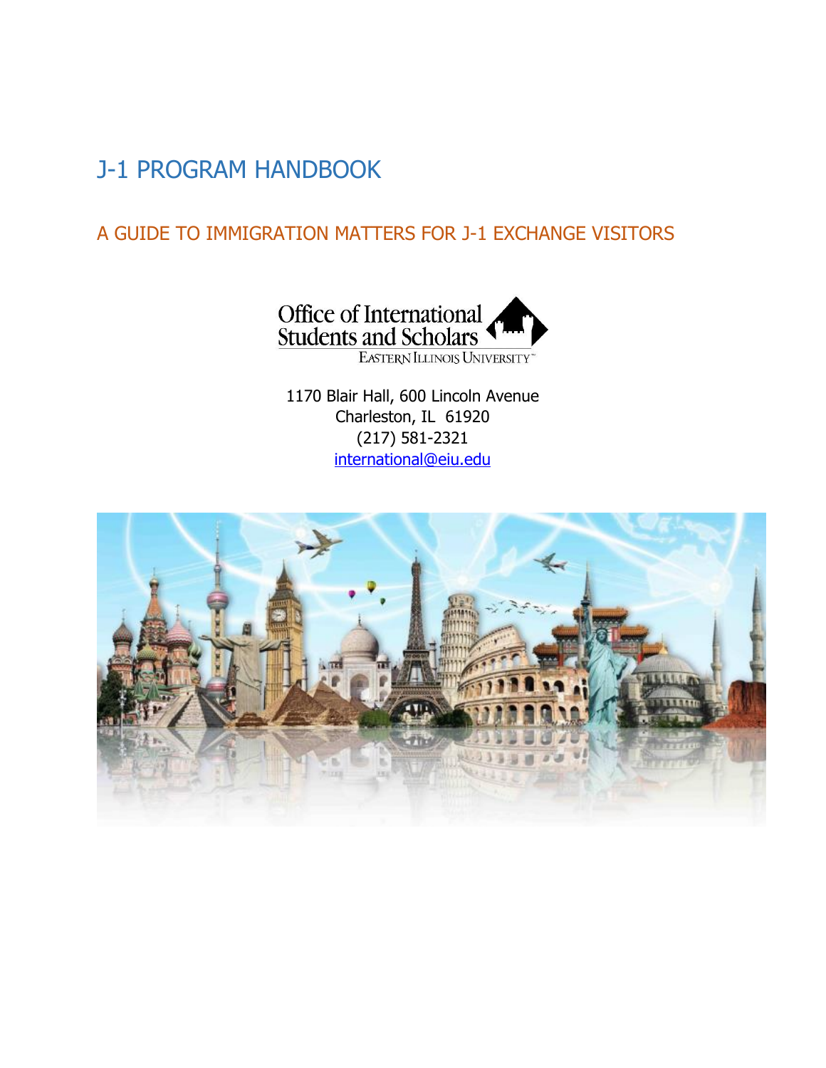# J-1 PROGRAM HANDBOOK

## A GUIDE TO IMMIGRATION MATTERS FOR J-1 EXCHANGE VISITORS

Office of International Students and Scholars
Eastern Illinois University

1170 Blair Hall, 600 Lincoln Avenue
Charleston, IL 61920
(217) 581-2321
international@eiu.edu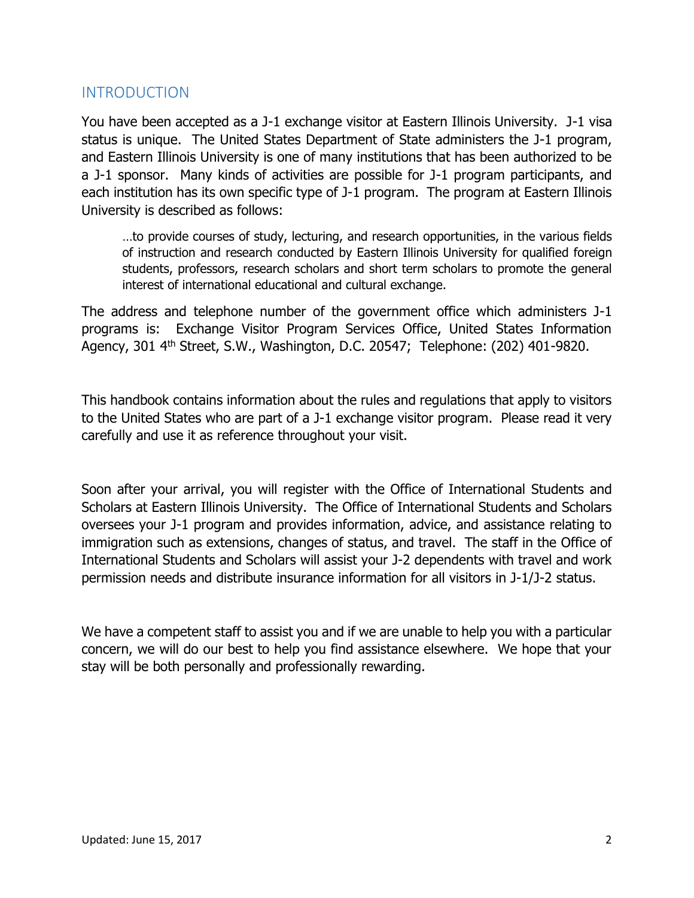## INTRODUCTION

You have been accepted as a J-1 exchange visitor at Eastern Illinois University. J-1 visa status is unique. The United States Department of State administers the J-1 program, and Eastern Illinois University is one of many institutions that has been authorized to be a J-1 sponsor. Many kinds of activities are possible for J-1 program participants, and each institution has its own specific type of J-1 program. The program at Eastern Illinois University is described as follows:

> …to provide courses of study, lecturing, and research opportunities, in the various fields of instruction and research conducted by Eastern Illinois University for qualified foreign students, professors, research scholars and short term scholars to promote the general interest of international educational and cultural exchange.

The address and telephone number of the government office which administers J-1 programs is: Exchange Visitor Program Services Office, United States Information Agency, 301 4th Street, S.W., Washington, D.C. 20547; Telephone: (202) 401-9820.

This handbook contains information about the rules and regulations that apply to visitors to the United States who are part of a J-1 exchange visitor program. Please read it very carefully and use it as reference throughout your visit.

Soon after your arrival, you will register with the Office of International Students and Scholars at Eastern Illinois University. The Office of International Students and Scholars oversees your J-1 program and provides information, advice, and assistance relating to immigration such as extensions, changes of status, and travel. The staff in the Office of International Students and Scholars will assist your J-2 dependents with travel and work permission needs and distribute insurance information for all visitors in J-1/J-2 status.

We have a competent staff to assist you and if we are unable to help you with a particular concern, we will do our best to help you find assistance elsewhere. We hope that your stay will be both personally and professionally rewarding.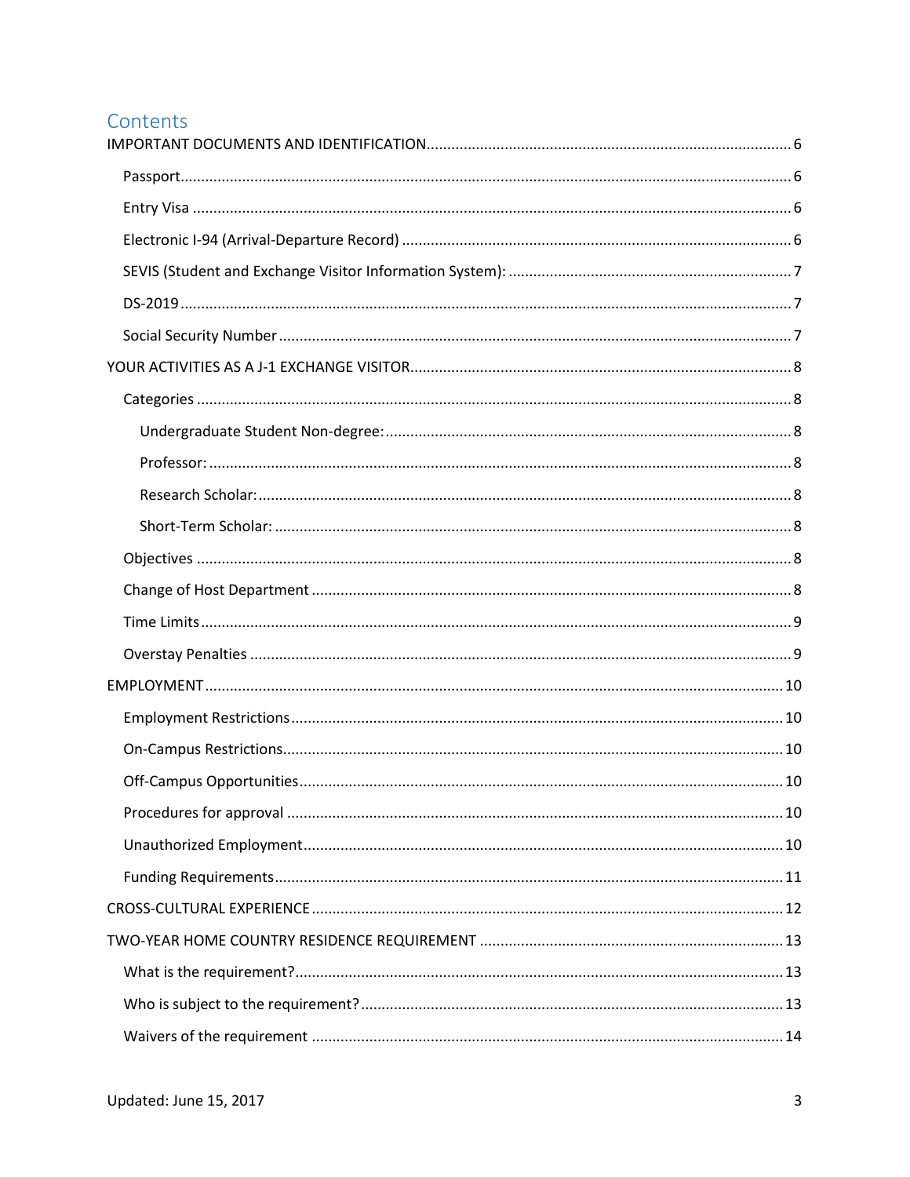# Contents

- IMPORTANT DOCUMENTS AND IDENTIFICATION ........ 6
  - Passport ........ 6
  - Entry Visa ........ 6
  - Electronic I-94 (Arrival-Departure Record) ........ 6
  - SEVIS (Student and Exchange Visitor Information System): ........ 7
  - DS-2019 ........ 7
  - Social Security Number ........ 7
- YOUR ACTIVITIES AS A J-1 EXCHANGE VISITOR ........ 8
  - Categories ........ 8
    - Undergraduate Student Non-degree: ........ 8
    - Professor: ........ 8
    - Research Scholar: ........ 8
    - Short-Term Scholar: ........ 8
  - Objectives ........ 8
  - Change of Host Department ........ 8
  - Time Limits ........ 9
  - Overstay Penalties ........ 9
- EMPLOYMENT ........ 10
  - Employment Restrictions ........ 10
  - On-Campus Restrictions ........ 10
  - Off-Campus Opportunities ........ 10
  - Procedures for approval ........ 10
  - Unauthorized Employment ........ 10
  - Funding Requirements ........ 11
- CROSS-CULTURAL EXPERIENCE ........ 12
- TWO-YEAR HOME COUNTRY RESIDENCE REQUIREMENT ........ 13
  - What is the requirement? ........ 13
  - Who is subject to the requirement? ........ 13
  - Waivers of the requirement ........ 14

Updated: June 15, 2017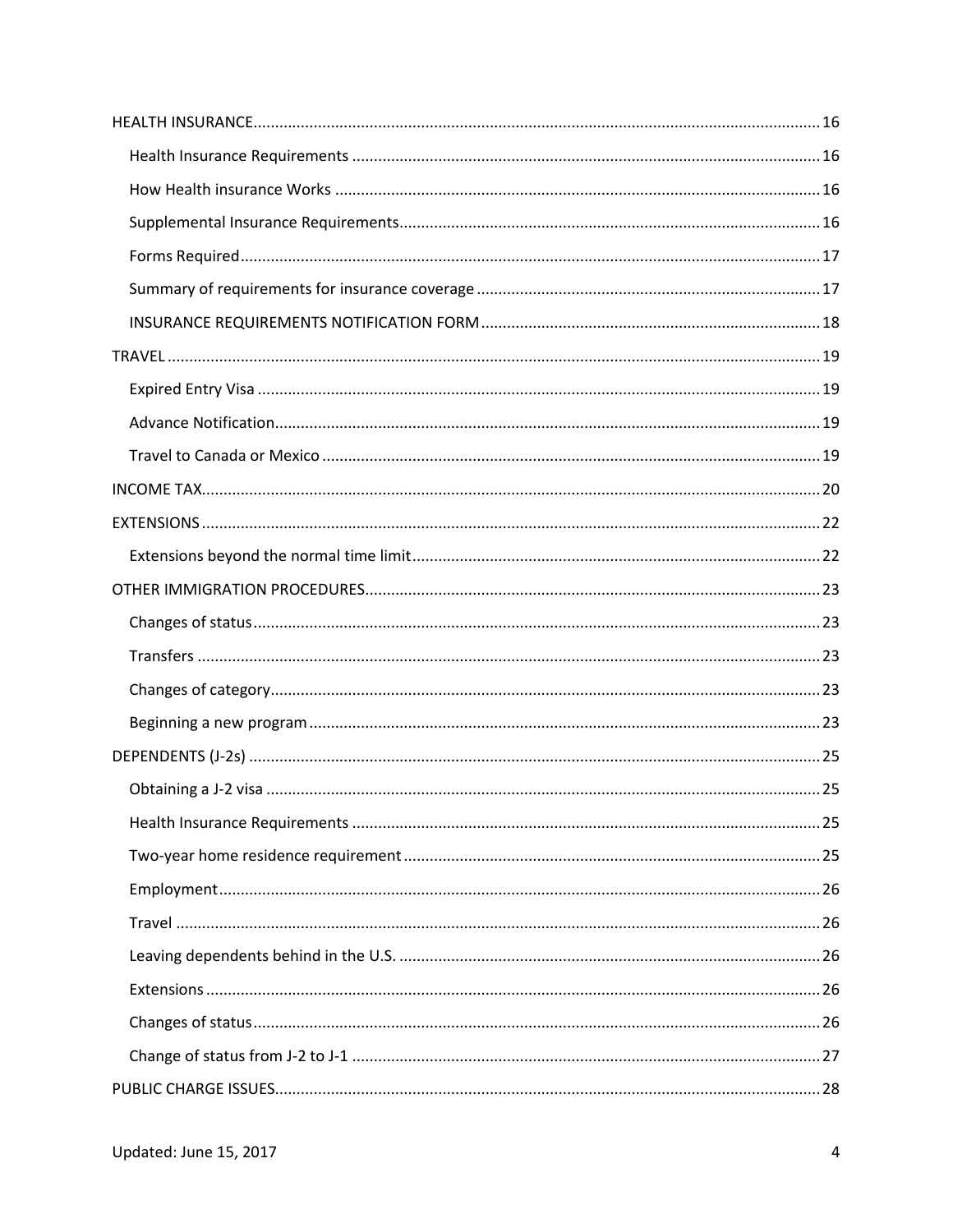HEALTH INSURANCE....................16
- Health Insurance Requirements....................16
- How Health insurance Works....................16
- Supplemental Insurance Requirements....................16
- Forms Required....................17
- Summary of requirements for insurance coverage....................17
- INSURANCE REQUIREMENTS NOTIFICATION FORM....................18

TRAVEL....................19
- Expired Entry Visa....................19
- Advance Notification....................19
- Travel to Canada or Mexico....................19

INCOME TAX....................20

EXTENSIONS....................22
- Extensions beyond the normal time limit....................22

OTHER IMMIGRATION PROCEDURES....................23
- Changes of status....................23
- Transfers....................23
- Changes of category....................23
- Beginning a new program....................23

DEPENDENTS (J-2s)....................25
- Obtaining a J-2 visa....................25
- Health Insurance Requirements....................25
- Two-year home residence requirement....................25
- Employment....................26
- Travel....................26
- Leaving dependents behind in the U.S.....................26
- Extensions....................26
- Changes of status....................26
- Change of status from J-2 to J-1....................27

PUBLIC CHARGE ISSUES....................28

Updated: June 15, 2017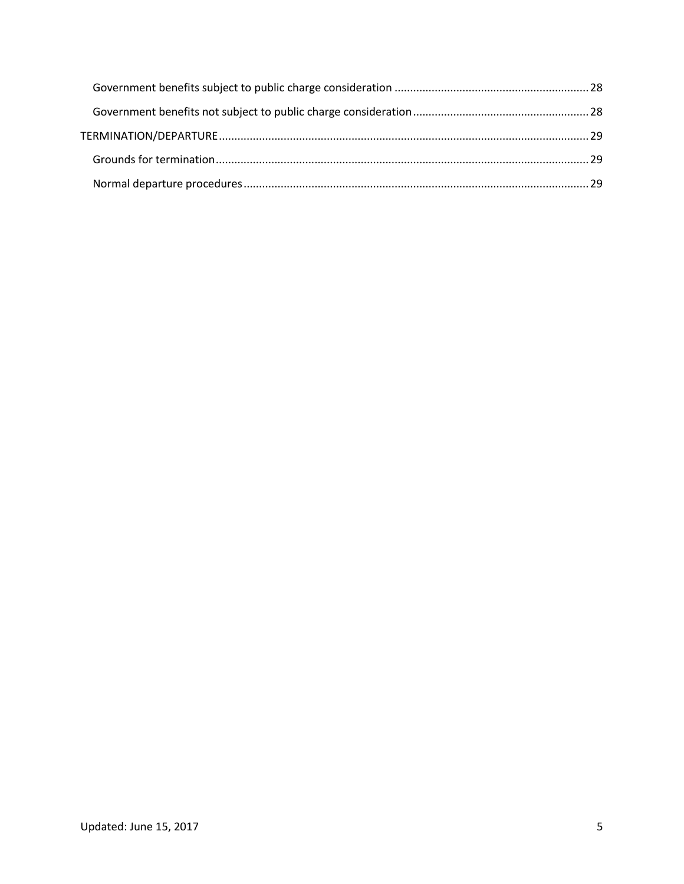Government benefits subject to public charge consideration ........................................................ 28

Government benefits not subject to public charge consideration ................................................. 28

TERMINATION/DEPARTURE ........................................................................................................... 29

Grounds for termination ................................................................................................................. 29

Normal departure procedures ......................................................................................................... 29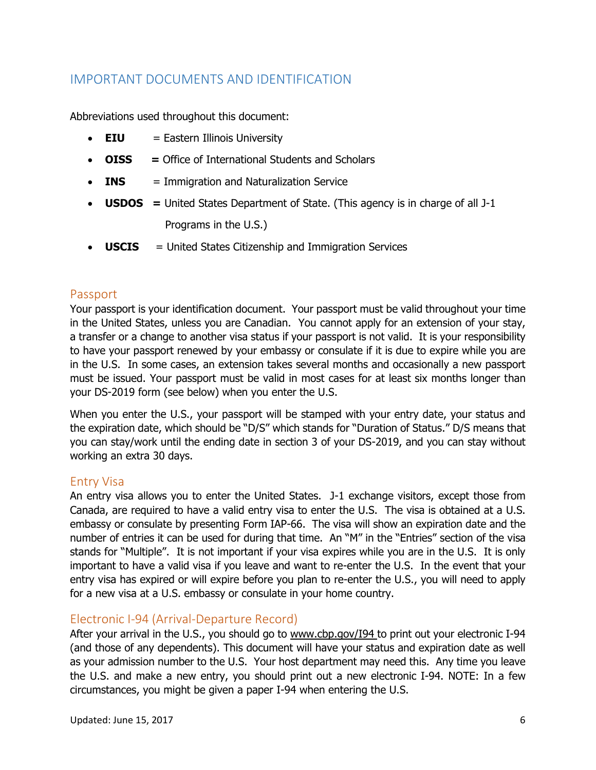## IMPORTANT DOCUMENTS AND IDENTIFICATION

Abbreviations used throughout this document:

- **EIU** = Eastern Illinois University
- **OISS =** Office of International Students and Scholars
- **INS** = Immigration and Naturalization Service
- **USDOS =** United States Department of State. (This agency is in charge of all J-1 Programs in the U.S.)
- **USCIS** = United States Citizenship and Immigration Services

### Passport

Your passport is your identification document. Your passport must be valid throughout your time in the United States, unless you are Canadian. You cannot apply for an extension of your stay, a transfer or a change to another visa status if your passport is not valid. It is your responsibility to have your passport renewed by your embassy or consulate if it is due to expire while you are in the U.S. In some cases, an extension takes several months and occasionally a new passport must be issued. Your passport must be valid in most cases for at least six months longer than your DS-2019 form (see below) when you enter the U.S.

When you enter the U.S., your passport will be stamped with your entry date, your status and the expiration date, which should be "D/S" which stands for "Duration of Status." D/S means that you can stay/work until the ending date in section 3 of your DS-2019, and you can stay without working an extra 30 days.

### Entry Visa

An entry visa allows you to enter the United States. J-1 exchange visitors, except those from Canada, are required to have a valid entry visa to enter the U.S. The visa is obtained at a U.S. embassy or consulate by presenting Form IAP-66. The visa will show an expiration date and the number of entries it can be used for during that time. An "M" in the "Entries" section of the visa stands for "Multiple". It is not important if your visa expires while you are in the U.S. It is only important to have a valid visa if you leave and want to re-enter the U.S. In the event that your entry visa has expired or will expire before you plan to re-enter the U.S., you will need to apply for a new visa at a U.S. embassy or consulate in your home country.

### Electronic I-94 (Arrival-Departure Record)

After your arrival in the U.S., you should go to www.cbp.gov/I94 to print out your electronic I-94 (and those of any dependents). This document will have your status and expiration date as well as your admission number to the U.S. Your host department may need this. Any time you leave the U.S. and make a new entry, you should print out a new electronic I-94. NOTE: In a few circumstances, you might be given a paper I-94 when entering the U.S.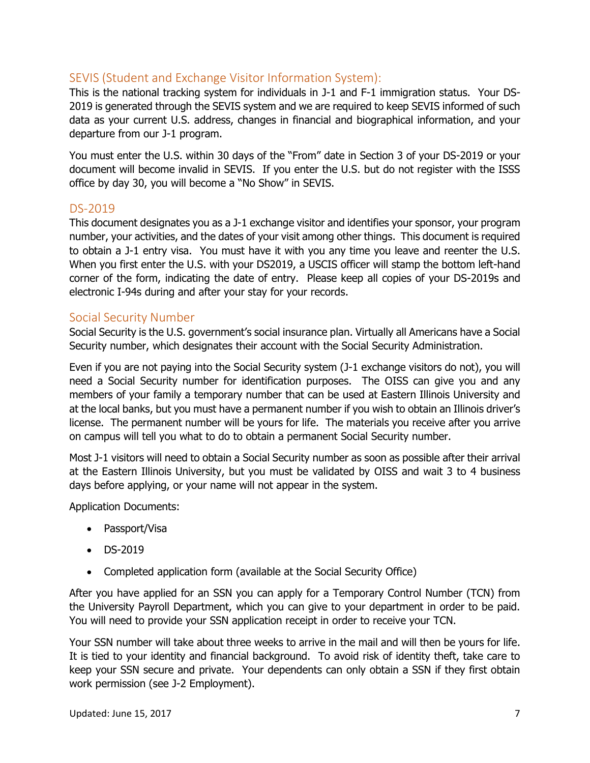## SEVIS (Student and Exchange Visitor Information System):

This is the national tracking system for individuals in J-1 and F-1 immigration status. Your DS-2019 is generated through the SEVIS system and we are required to keep SEVIS informed of such data as your current U.S. address, changes in financial and biographical information, and your departure from our J-1 program.

You must enter the U.S. within 30 days of the "From" date in Section 3 of your DS-2019 or your document will become invalid in SEVIS. If you enter the U.S. but do not register with the ISSS office by day 30, you will become a "No Show" in SEVIS.

## DS-2019

This document designates you as a J-1 exchange visitor and identifies your sponsor, your program number, your activities, and the dates of your visit among other things. This document is required to obtain a J-1 entry visa. You must have it with you any time you leave and reenter the U.S. When you first enter the U.S. with your DS2019, a USCIS officer will stamp the bottom left-hand corner of the form, indicating the date of entry. Please keep all copies of your DS-2019s and electronic I-94s during and after your stay for your records.

## Social Security Number

Social Security is the U.S. government's social insurance plan. Virtually all Americans have a Social Security number, which designates their account with the Social Security Administration.

Even if you are not paying into the Social Security system (J-1 exchange visitors do not), you will need a Social Security number for identification purposes. The OISS can give you and any members of your family a temporary number that can be used at Eastern Illinois University and at the local banks, but you must have a permanent number if you wish to obtain an Illinois driver's license. The permanent number will be yours for life. The materials you receive after you arrive on campus will tell you what to do to obtain a permanent Social Security number.

Most J-1 visitors will need to obtain a Social Security number as soon as possible after their arrival at the Eastern Illinois University, but you must be validated by OISS and wait 3 to 4 business days before applying, or your name will not appear in the system.

Application Documents:

- Passport/Visa
- DS-2019
- Completed application form (available at the Social Security Office)

After you have applied for an SSN you can apply for a Temporary Control Number (TCN) from the University Payroll Department, which you can give to your department in order to be paid. You will need to provide your SSN application receipt in order to receive your TCN.

Your SSN number will take about three weeks to arrive in the mail and will then be yours for life. It is tied to your identity and financial background. To avoid risk of identity theft, take care to keep your SSN secure and private. Your dependents can only obtain a SSN if they first obtain work permission (see J-2 Employment).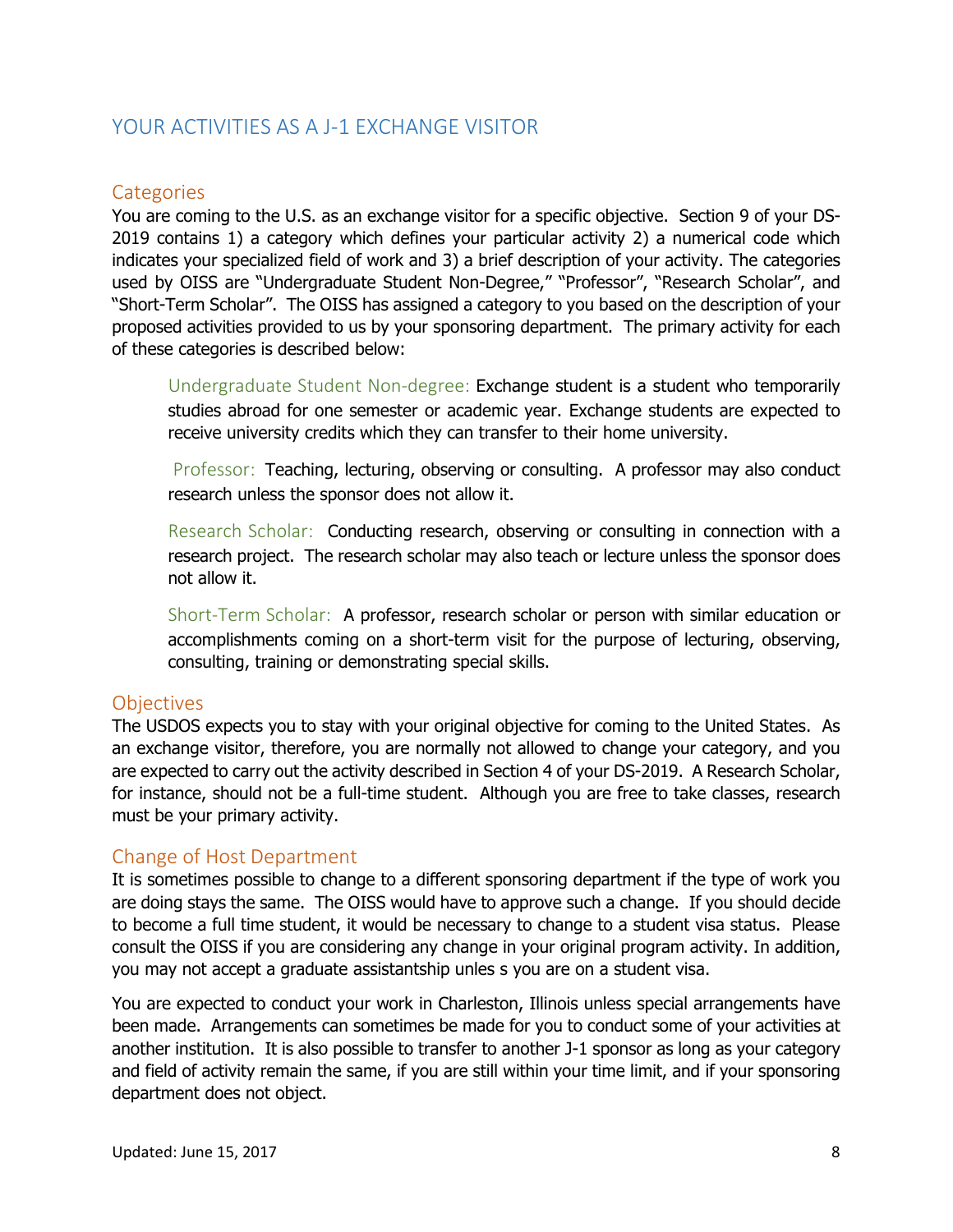## YOUR ACTIVITIES AS A J-1 EXCHANGE VISITOR

### Categories

You are coming to the U.S. as an exchange visitor for a specific objective. Section 9 of your DS-2019 contains 1) a category which defines your particular activity 2) a numerical code which indicates your specialized field of work and 3) a brief description of your activity. The categories used by OISS are "Undergraduate Student Non-Degree," "Professor", "Research Scholar", and "Short-Term Scholar". The OISS has assigned a category to you based on the description of your proposed activities provided to us by your sponsoring department. The primary activity for each of these categories is described below:

> Undergraduate Student Non-degree: Exchange student is a student who temporarily studies abroad for one semester or academic year. Exchange students are expected to receive university credits which they can transfer to their home university.
>
> Professor: Teaching, lecturing, observing or consulting. A professor may also conduct research unless the sponsor does not allow it.
>
> Research Scholar: Conducting research, observing or consulting in connection with a research project. The research scholar may also teach or lecture unless the sponsor does not allow it.
>
> Short-Term Scholar: A professor, research scholar or person with similar education or accomplishments coming on a short-term visit for the purpose of lecturing, observing, consulting, training or demonstrating special skills.

### Objectives

The USDOS expects you to stay with your original objective for coming to the United States. As an exchange visitor, therefore, you are normally not allowed to change your category, and you are expected to carry out the activity described in Section 4 of your DS-2019. A Research Scholar, for instance, should not be a full-time student. Although you are free to take classes, research must be your primary activity.

### Change of Host Department

It is sometimes possible to change to a different sponsoring department if the type of work you are doing stays the same. The OISS would have to approve such a change. If you should decide to become a full time student, it would be necessary to change to a student visa status. Please consult the OISS if you are considering any change in your original program activity. In addition, you may not accept a graduate assistantship unles s you are on a student visa.

You are expected to conduct your work in Charleston, Illinois unless special arrangements have been made. Arrangements can sometimes be made for you to conduct some of your activities at another institution. It is also possible to transfer to another J-1 sponsor as long as your category and field of activity remain the same, if you are still within your time limit, and if your sponsoring department does not object.

Updated: June 15, 2017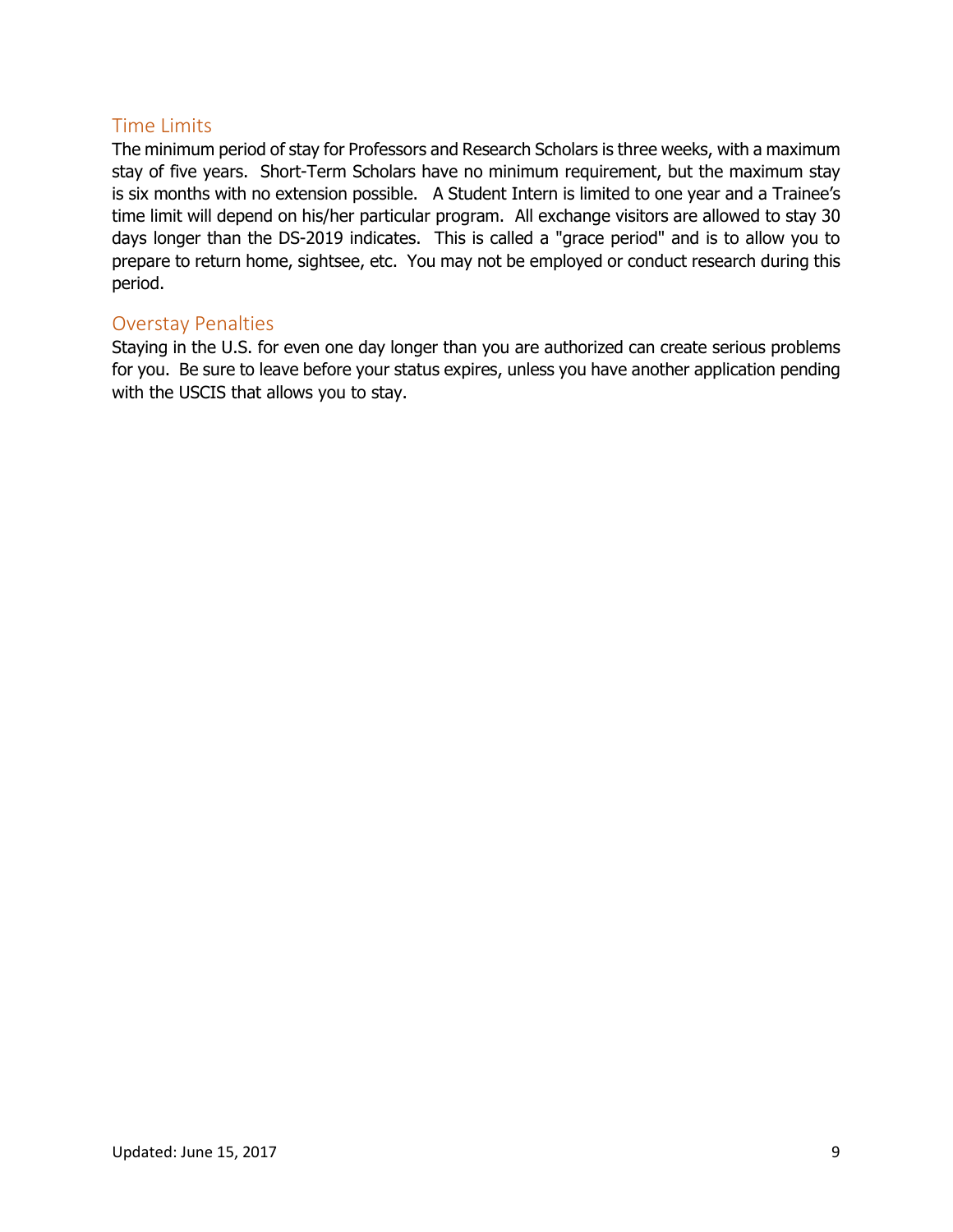## Time Limits

The minimum period of stay for Professors and Research Scholars is three weeks, with a maximum stay of five years. Short-Term Scholars have no minimum requirement, but the maximum stay is six months with no extension possible. A Student Intern is limited to one year and a Trainee's time limit will depend on his/her particular program. All exchange visitors are allowed to stay 30 days longer than the DS-2019 indicates. This is called a "grace period" and is to allow you to prepare to return home, sightsee, etc. You may not be employed or conduct research during this period.

## Overstay Penalties

Staying in the U.S. for even one day longer than you are authorized can create serious problems for you. Be sure to leave before your status expires, unless you have another application pending with the USCIS that allows you to stay.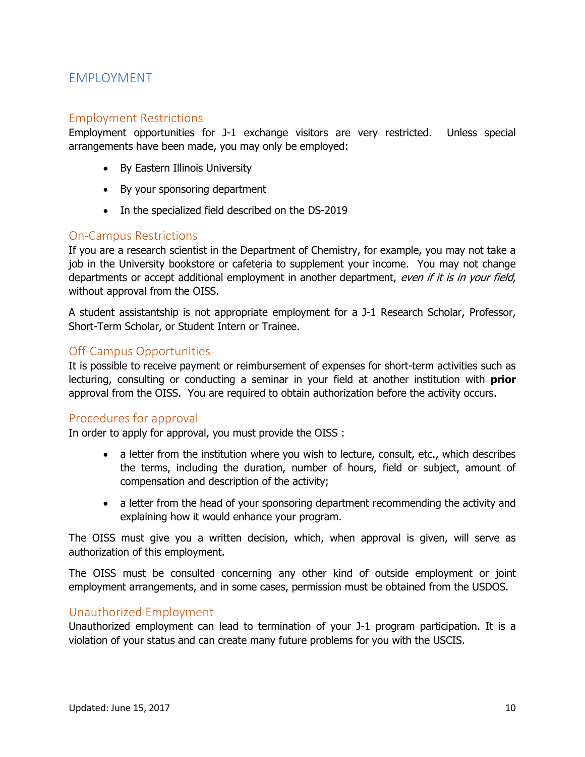# EMPLOYMENT

## Employment Restrictions

Employment opportunities for J-1 exchange visitors are very restricted. Unless special arrangements have been made, you may only be employed:

- By Eastern Illinois University
- By your sponsoring department
- In the specialized field described on the DS-2019

## On-Campus Restrictions

If you are a research scientist in the Department of Chemistry, for example, you may not take a job in the University bookstore or cafeteria to supplement your income. You may not change departments or accept additional employment in another department, *even if it is in your field*, without approval from the OISS.

A student assistantship is not appropriate employment for a J-1 Research Scholar, Professor, Short-Term Scholar, or Student Intern or Trainee.

## Off-Campus Opportunities

It is possible to receive payment or reimbursement of expenses for short-term activities such as lecturing, consulting or conducting a seminar in your field at another institution with **prior** approval from the OISS. You are required to obtain authorization before the activity occurs.

## Procedures for approval

In order to apply for approval, you must provide the OISS :

- a letter from the institution where you wish to lecture, consult, etc., which describes the terms, including the duration, number of hours, field or subject, amount of compensation and description of the activity;
- a letter from the head of your sponsoring department recommending the activity and explaining how it would enhance your program.

The OISS must give you a written decision, which, when approval is given, will serve as authorization of this employment.

The OISS must be consulted concerning any other kind of outside employment or joint employment arrangements, and in some cases, permission must be obtained from the USDOS.

## Unauthorized Employment

Unauthorized employment can lead to termination of your J-1 program participation. It is a violation of your status and can create many future problems for you with the USCIS.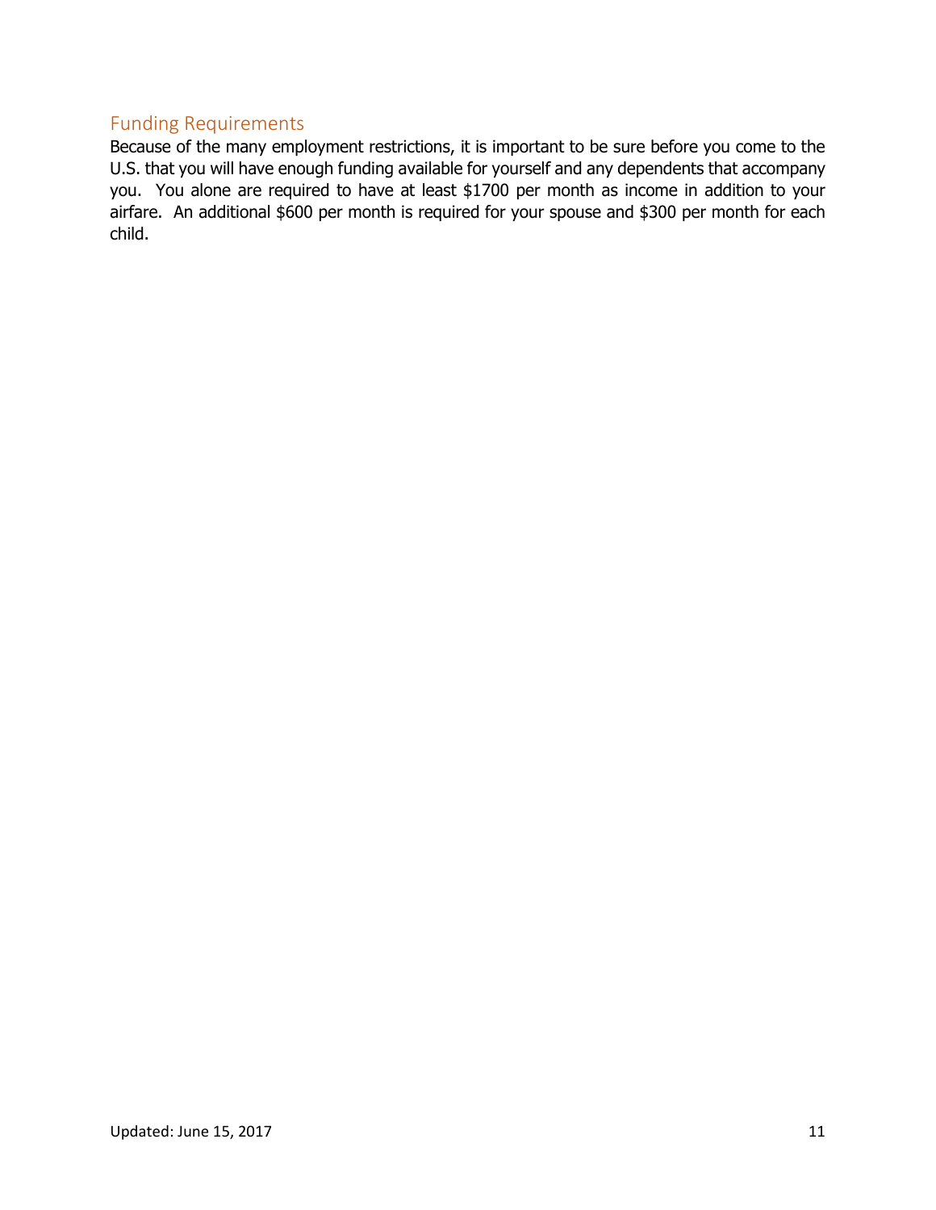## Funding Requirements

Because of the many employment restrictions, it is important to be sure before you come to the U.S. that you will have enough funding available for yourself and any dependents that accompany you. You alone are required to have at least $1700 per month as income in addition to your airfare. An additional $600 per month is required for your spouse and $300 per month for each child.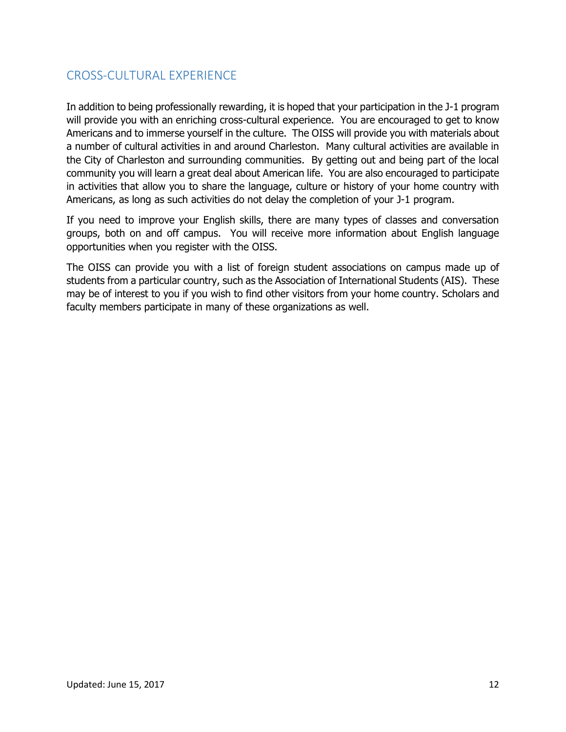## CROSS-CULTURAL EXPERIENCE

In addition to being professionally rewarding, it is hoped that your participation in the J-1 program will provide you with an enriching cross-cultural experience. You are encouraged to get to know Americans and to immerse yourself in the culture. The OISS will provide you with materials about a number of cultural activities in and around Charleston. Many cultural activities are available in the City of Charleston and surrounding communities. By getting out and being part of the local community you will learn a great deal about American life. You are also encouraged to participate in activities that allow you to share the language, culture or history of your home country with Americans, as long as such activities do not delay the completion of your J-1 program.

If you need to improve your English skills, there are many types of classes and conversation groups, both on and off campus. You will receive more information about English language opportunities when you register with the OISS.

The OISS can provide you with a list of foreign student associations on campus made up of students from a particular country, such as the Association of International Students (AIS). These may be of interest to you if you wish to find other visitors from your home country. Scholars and faculty members participate in many of these organizations as well.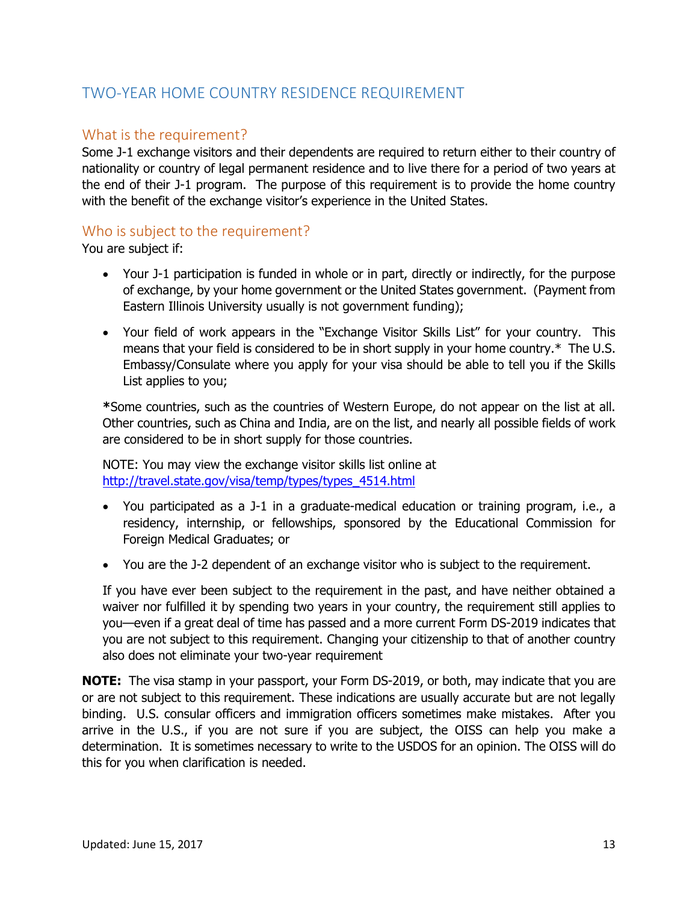# TWO-YEAR HOME COUNTRY RESIDENCE REQUIREMENT

## What is the requirement?

Some J-1 exchange visitors and their dependents are required to return either to their country of nationality or country of legal permanent residence and to live there for a period of two years at the end of their J-1 program. The purpose of this requirement is to provide the home country with the benefit of the exchange visitor's experience in the United States.

## Who is subject to the requirement?

You are subject if:

- Your J-1 participation is funded in whole or in part, directly or indirectly, for the purpose of exchange, by your home government or the United States government. (Payment from Eastern Illinois University usually is not government funding);
- Your field of work appears in the "Exchange Visitor Skills List" for your country. This means that your field is considered to be in short supply in your home country.* The U.S. Embassy/Consulate where you apply for your visa should be able to tell you if the Skills List applies to you;

**\***Some countries, such as the countries of Western Europe, do not appear on the list at all. Other countries, such as China and India, are on the list, and nearly all possible fields of work are considered to be in short supply for those countries.

NOTE: You may view the exchange visitor skills list online at [http://travel.state.gov/visa/temp/types/types_4514.html](http://travel.state.gov/visa/temp/types/types_4514.html)

- You participated as a J-1 in a graduate-medical education or training program, i.e., a residency, internship, or fellowships, sponsored by the Educational Commission for Foreign Medical Graduates; or
- You are the J-2 dependent of an exchange visitor who is subject to the requirement.

If you have ever been subject to the requirement in the past, and have neither obtained a waiver nor fulfilled it by spending two years in your country, the requirement still applies to you—even if a great deal of time has passed and a more current Form DS-2019 indicates that you are not subject to this requirement. Changing your citizenship to that of another country also does not eliminate your two-year requirement

**NOTE:** The visa stamp in your passport, your Form DS-2019, or both, may indicate that you are or are not subject to this requirement. These indications are usually accurate but are not legally binding. U.S. consular officers and immigration officers sometimes make mistakes. After you arrive in the U.S., if you are not sure if you are subject, the OISS can help you make a determination. It is sometimes necessary to write to the USDOS for an opinion. The OISS will do this for you when clarification is needed.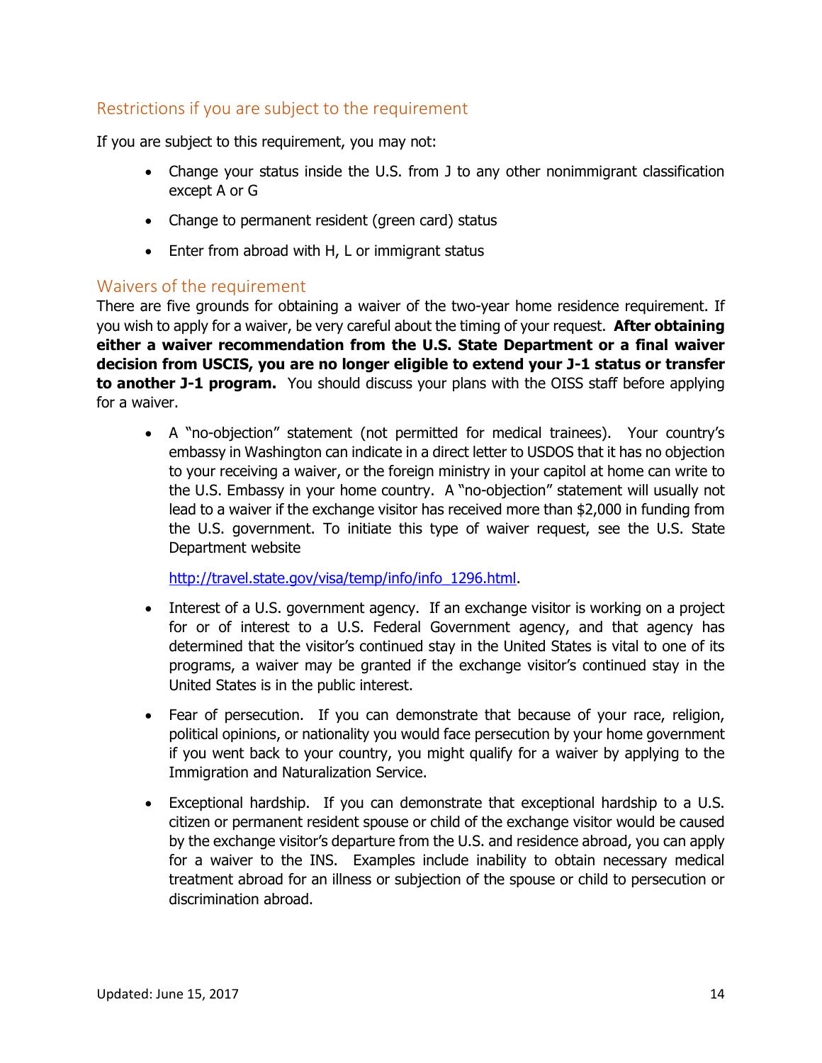## Restrictions if you are subject to the requirement

If you are subject to this requirement, you may not:

- Change your status inside the U.S. from J to any other nonimmigrant classification except A or G
- Change to permanent resident (green card) status
- Enter from abroad with H, L or immigrant status

## Waivers of the requirement

There are five grounds for obtaining a waiver of the two-year home residence requirement. If you wish to apply for a waiver, be very careful about the timing of your request. **After obtaining either a waiver recommendation from the U.S. State Department or a final waiver decision from USCIS, you are no longer eligible to extend your J-1 status or transfer to another J-1 program.** You should discuss your plans with the OISS staff before applying for a waiver.

- A "no-objection" statement (not permitted for medical trainees). Your country's embassy in Washington can indicate in a direct letter to USDOS that it has no objection to your receiving a waiver, or the foreign ministry in your capitol at home can write to the U.S. Embassy in your home country. A "no-objection" statement will usually not lead to a waiver if the exchange visitor has received more than $2,000 in funding from the U.S. government. To initiate this type of waiver request, see the U.S. State Department website

  [http://travel.state.gov/visa/temp/info/info_1296.html](http://travel.state.gov/visa/temp/info/info_1296.html).

- Interest of a U.S. government agency. If an exchange visitor is working on a project for or of interest to a U.S. Federal Government agency, and that agency has determined that the visitor's continued stay in the United States is vital to one of its programs, a waiver may be granted if the exchange visitor's continued stay in the United States is in the public interest.
- Fear of persecution. If you can demonstrate that because of your race, religion, political opinions, or nationality you would face persecution by your home government if you went back to your country, you might qualify for a waiver by applying to the Immigration and Naturalization Service.
- Exceptional hardship. If you can demonstrate that exceptional hardship to a U.S. citizen or permanent resident spouse or child of the exchange visitor would be caused by the exchange visitor's departure from the U.S. and residence abroad, you can apply for a waiver to the INS. Examples include inability to obtain necessary medical treatment abroad for an illness or subjection of the spouse or child to persecution or discrimination abroad.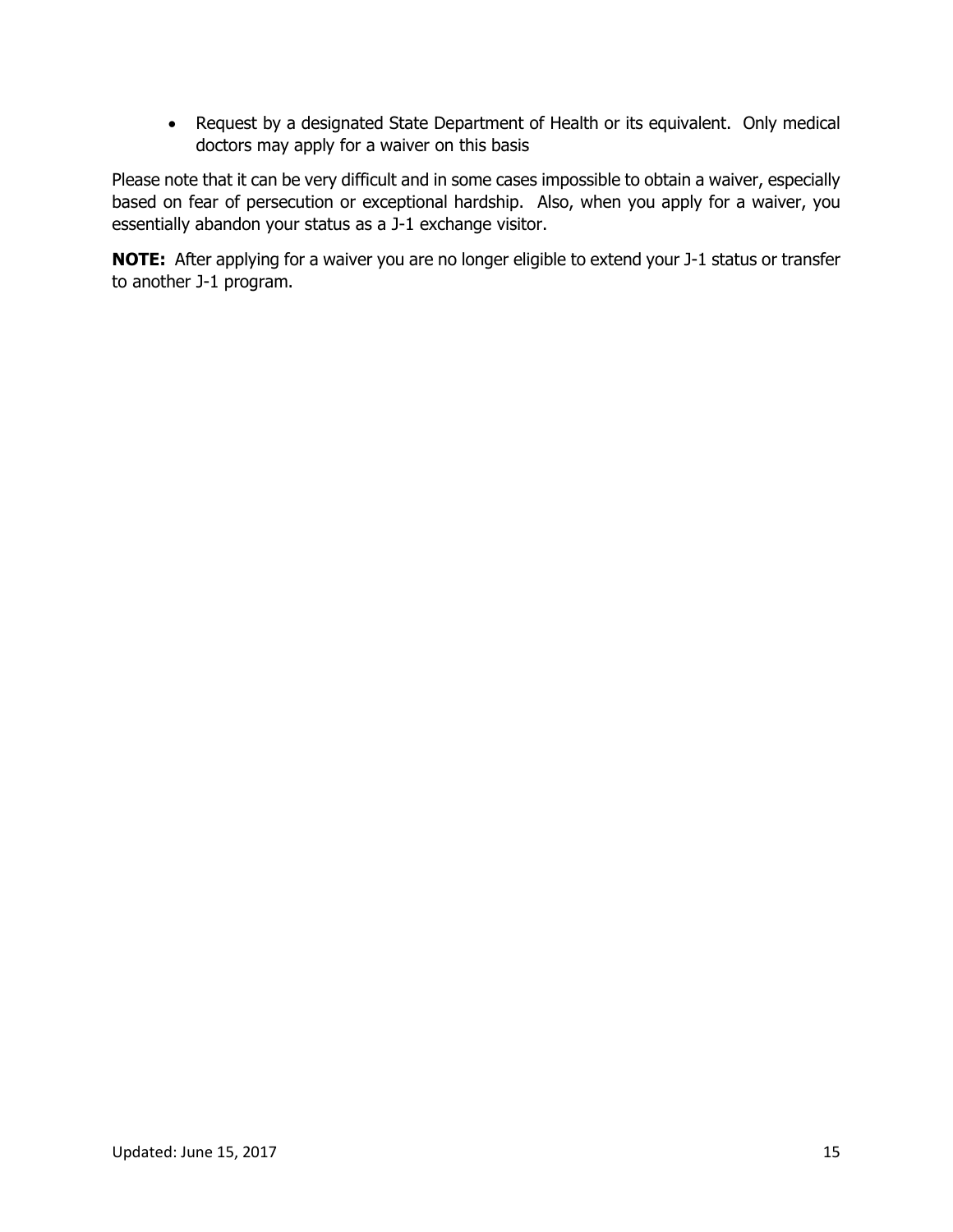- Request by a designated State Department of Health or its equivalent. Only medical doctors may apply for a waiver on this basis

Please note that it can be very difficult and in some cases impossible to obtain a waiver, especially based on fear of persecution or exceptional hardship. Also, when you apply for a waiver, you essentially abandon your status as a J-1 exchange visitor.

**NOTE:** After applying for a waiver you are no longer eligible to extend your J-1 status or transfer to another J-1 program.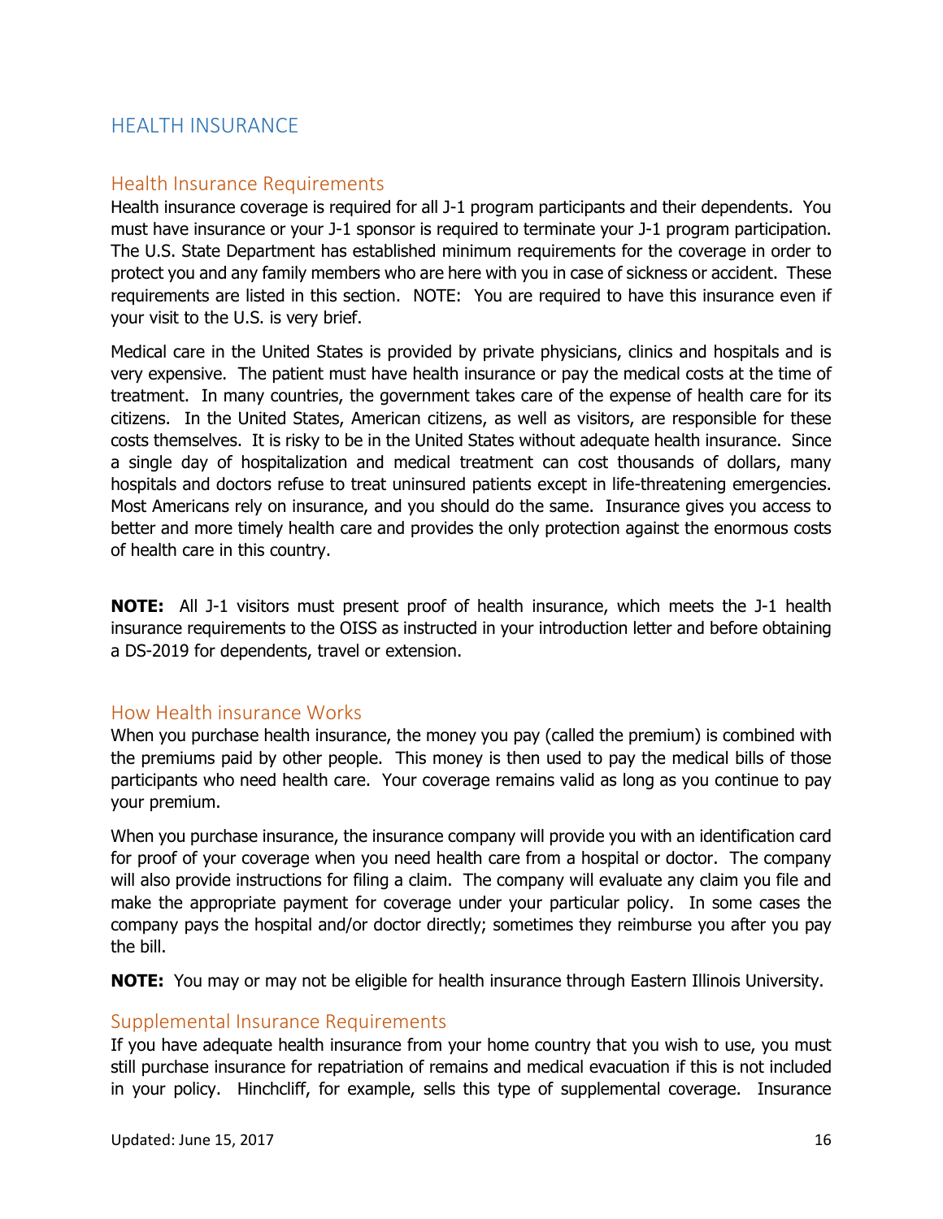# HEALTH INSURANCE

## Health Insurance Requirements

Health insurance coverage is required for all J-1 program participants and their dependents. You must have insurance or your J-1 sponsor is required to terminate your J-1 program participation. The U.S. State Department has established minimum requirements for the coverage in order to protect you and any family members who are here with you in case of sickness or accident. These requirements are listed in this section. NOTE: You are required to have this insurance even if your visit to the U.S. is very brief.

Medical care in the United States is provided by private physicians, clinics and hospitals and is very expensive. The patient must have health insurance or pay the medical costs at the time of treatment. In many countries, the government takes care of the expense of health care for its citizens. In the United States, American citizens, as well as visitors, are responsible for these costs themselves. It is risky to be in the United States without adequate health insurance. Since a single day of hospitalization and medical treatment can cost thousands of dollars, many hospitals and doctors refuse to treat uninsured patients except in life-threatening emergencies. Most Americans rely on insurance, and you should do the same. Insurance gives you access to better and more timely health care and provides the only protection against the enormous costs of health care in this country.

**NOTE:** All J-1 visitors must present proof of health insurance, which meets the J-1 health insurance requirements to the OISS as instructed in your introduction letter and before obtaining a DS-2019 for dependents, travel or extension.

## How Health insurance Works

When you purchase health insurance, the money you pay (called the premium) is combined with the premiums paid by other people. This money is then used to pay the medical bills of those participants who need health care. Your coverage remains valid as long as you continue to pay your premium.

When you purchase insurance, the insurance company will provide you with an identification card for proof of your coverage when you need health care from a hospital or doctor. The company will also provide instructions for filing a claim. The company will evaluate any claim you file and make the appropriate payment for coverage under your particular policy. In some cases the company pays the hospital and/or doctor directly; sometimes they reimburse you after you pay the bill.

**NOTE:** You may or may not be eligible for health insurance through Eastern Illinois University.

## Supplemental Insurance Requirements

If you have adequate health insurance from your home country that you wish to use, you must still purchase insurance for repatriation of remains and medical evacuation if this is not included in your policy. Hinchcliff, for example, sells this type of supplemental coverage. Insurance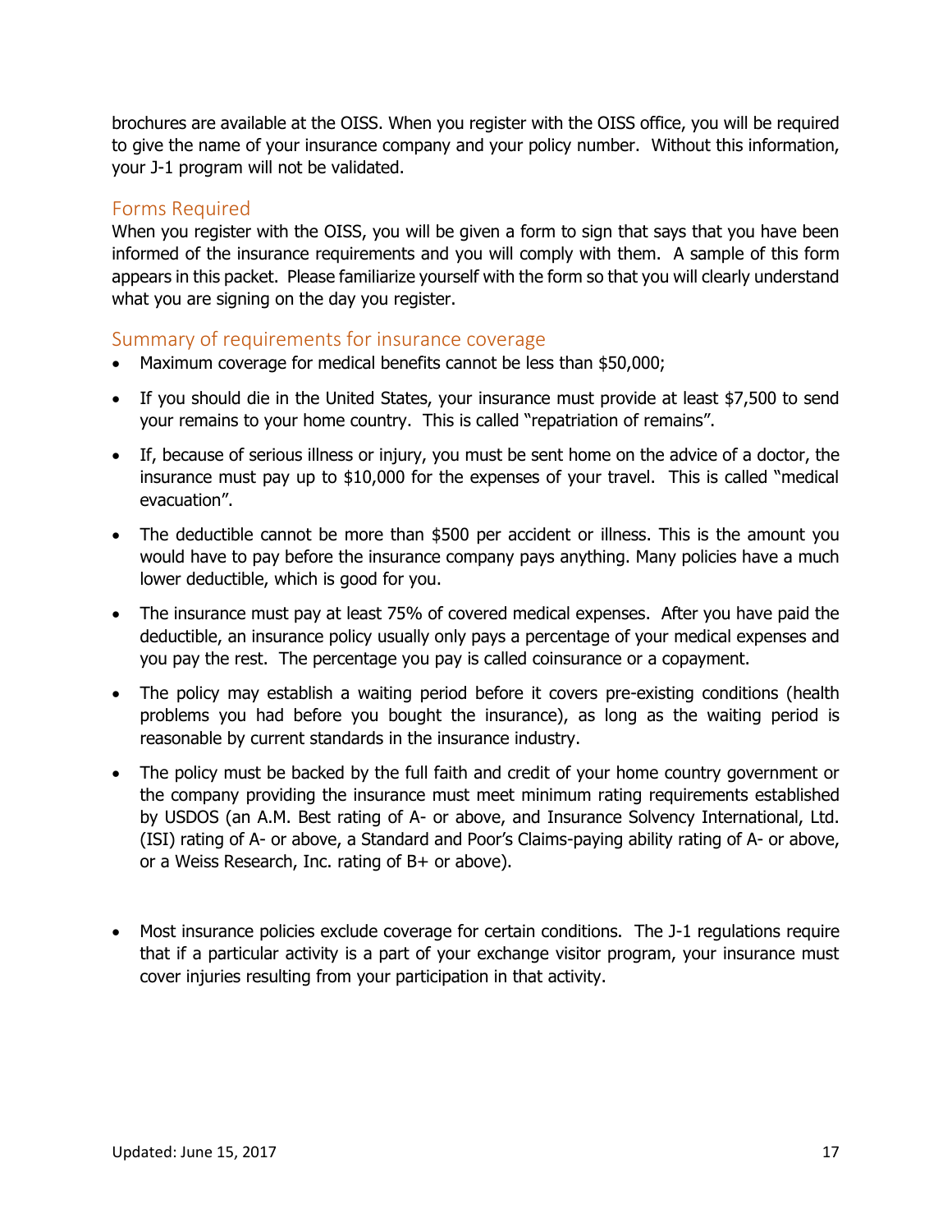brochures are available at the OISS. When you register with the OISS office, you will be required to give the name of your insurance company and your policy number. Without this information, your J-1 program will not be validated.

## Forms Required

When you register with the OISS, you will be given a form to sign that says that you have been informed of the insurance requirements and you will comply with them. A sample of this form appears in this packet. Please familiarize yourself with the form so that you will clearly understand what you are signing on the day you register.

## Summary of requirements for insurance coverage

- Maximum coverage for medical benefits cannot be less than $50,000;
- If you should die in the United States, your insurance must provide at least $7,500 to send your remains to your home country. This is called "repatriation of remains".
- If, because of serious illness or injury, you must be sent home on the advice of a doctor, the insurance must pay up to $10,000 for the expenses of your travel. This is called "medical evacuation".
- The deductible cannot be more than $500 per accident or illness. This is the amount you would have to pay before the insurance company pays anything. Many policies have a much lower deductible, which is good for you.
- The insurance must pay at least 75% of covered medical expenses. After you have paid the deductible, an insurance policy usually only pays a percentage of your medical expenses and you pay the rest. The percentage you pay is called coinsurance or a copayment.
- The policy may establish a waiting period before it covers pre-existing conditions (health problems you had before you bought the insurance), as long as the waiting period is reasonable by current standards in the insurance industry.
- The policy must be backed by the full faith and credit of your home country government or the company providing the insurance must meet minimum rating requirements established by USDOS (an A.M. Best rating of A- or above, and Insurance Solvency International, Ltd. (ISI) rating of A- or above, a Standard and Poor's Claims-paying ability rating of A- or above, or a Weiss Research, Inc. rating of B+ or above).
- Most insurance policies exclude coverage for certain conditions. The J-1 regulations require that if a particular activity is a part of your exchange visitor program, your insurance must cover injuries resulting from your participation in that activity.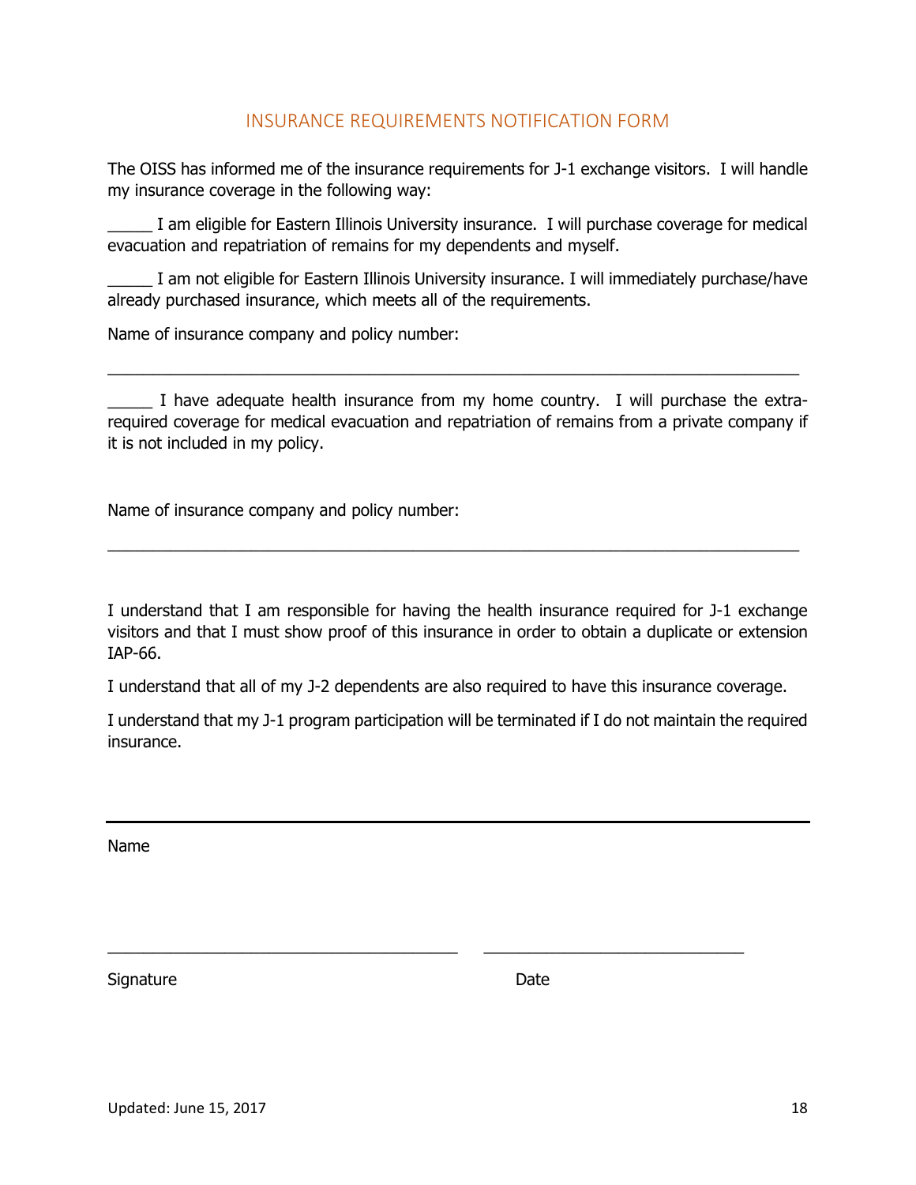## INSURANCE REQUIREMENTS NOTIFICATION FORM

The OISS has informed me of the insurance requirements for J-1 exchange visitors. I will handle my insurance coverage in the following way:

_____ I am eligible for Eastern Illinois University insurance. I will purchase coverage for medical evacuation and repatriation of remains for my dependents and myself.

_____ I am not eligible for Eastern Illinois University insurance. I will immediately purchase/have already purchased insurance, which meets all of the requirements.

Name of insurance company and policy number:

_______________________________________________________________________________

_____ I have adequate health insurance from my home country. I will purchase the extra-required coverage for medical evacuation and repatriation of remains from a private company if it is not included in my policy.

Name of insurance company and policy number:

_______________________________________________________________________________

I understand that I am responsible for having the health insurance required for J-1 exchange visitors and that I must show proof of this insurance in order to obtain a duplicate or extension IAP-66.

I understand that all of my J-2 dependents are also required to have this insurance coverage.

I understand that my J-1 program participation will be terminated if I do not maintain the required insurance.

_______________________________________________________________________________

Name

_________________________________________ ______________________________

Signature Date

Updated: June 15, 2017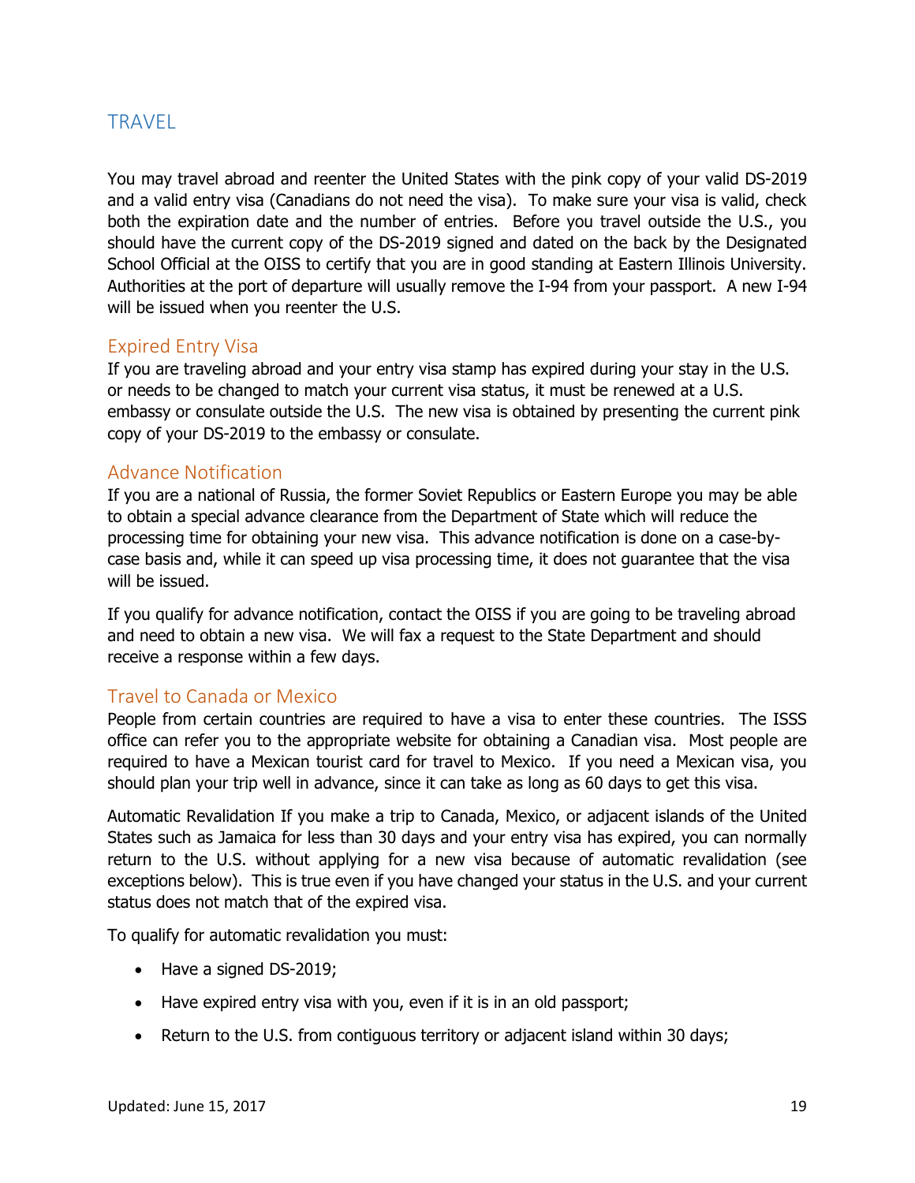## TRAVEL

You may travel abroad and reenter the United States with the pink copy of your valid DS-2019 and a valid entry visa (Canadians do not need the visa). To make sure your visa is valid, check both the expiration date and the number of entries. Before you travel outside the U.S., you should have the current copy of the DS-2019 signed and dated on the back by the Designated School Official at the OISS to certify that you are in good standing at Eastern Illinois University. Authorities at the port of departure will usually remove the I-94 from your passport. A new I-94 will be issued when you reenter the U.S.

### Expired Entry Visa

If you are traveling abroad and your entry visa stamp has expired during your stay in the U.S. or needs to be changed to match your current visa status, it must be renewed at a U.S. embassy or consulate outside the U.S. The new visa is obtained by presenting the current pink copy of your DS-2019 to the embassy or consulate.

### Advance Notification

If you are a national of Russia, the former Soviet Republics or Eastern Europe you may be able to obtain a special advance clearance from the Department of State which will reduce the processing time for obtaining your new visa. This advance notification is done on a case-by-case basis and, while it can speed up visa processing time, it does not guarantee that the visa will be issued.

If you qualify for advance notification, contact the OISS if you are going to be traveling abroad and need to obtain a new visa. We will fax a request to the State Department and should receive a response within a few days.

### Travel to Canada or Mexico

People from certain countries are required to have a visa to enter these countries. The ISSS office can refer you to the appropriate website for obtaining a Canadian visa. Most people are required to have a Mexican tourist card for travel to Mexico. If you need a Mexican visa, you should plan your trip well in advance, since it can take as long as 60 days to get this visa.

Automatic Revalidation If you make a trip to Canada, Mexico, or adjacent islands of the United States such as Jamaica for less than 30 days and your entry visa has expired, you can normally return to the U.S. without applying for a new visa because of automatic revalidation (see exceptions below). This is true even if you have changed your status in the U.S. and your current status does not match that of the expired visa.

To qualify for automatic revalidation you must:

- Have a signed DS-2019;
- Have expired entry visa with you, even if it is in an old passport;
- Return to the U.S. from contiguous territory or adjacent island within 30 days;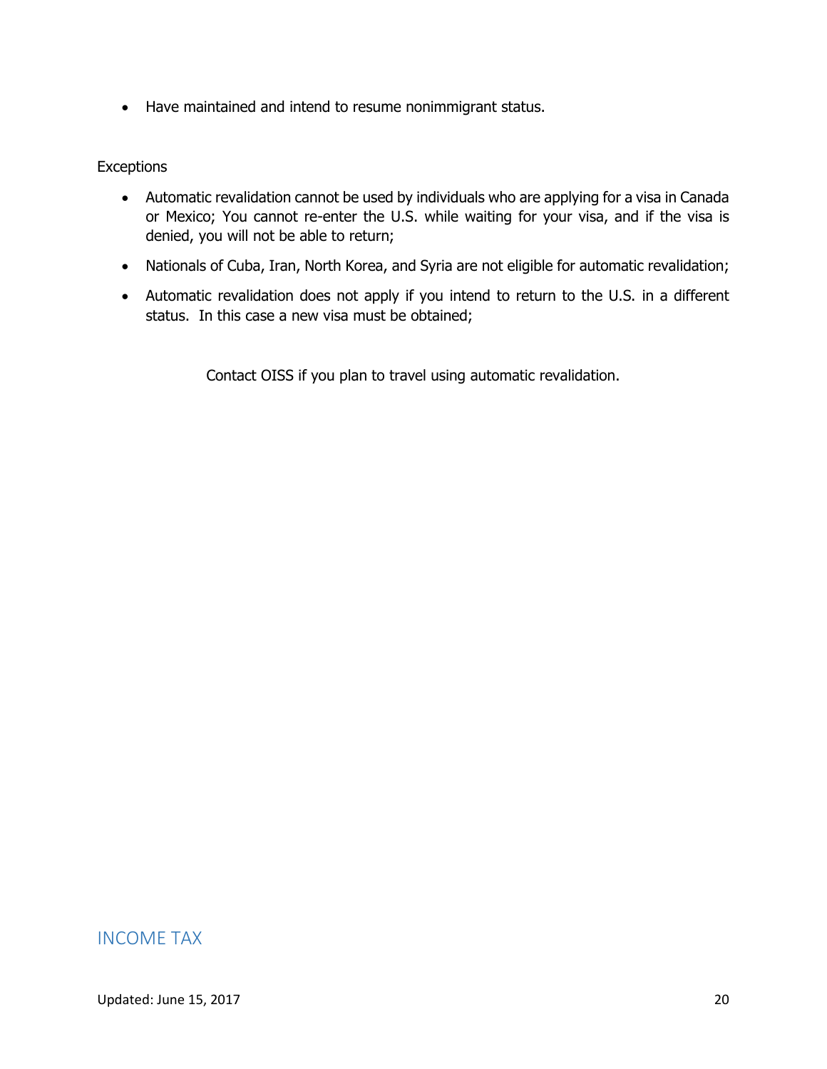- Have maintained and intend to resume nonimmigrant status.

Exceptions

- Automatic revalidation cannot be used by individuals who are applying for a visa in Canada or Mexico; You cannot re-enter the U.S. while waiting for your visa, and if the visa is denied, you will not be able to return;
- Nationals of Cuba, Iran, North Korea, and Syria are not eligible for automatic revalidation;
- Automatic revalidation does not apply if you intend to return to the U.S. in a different status. In this case a new visa must be obtained;

Contact OISS if you plan to travel using automatic revalidation.

## INCOME TAX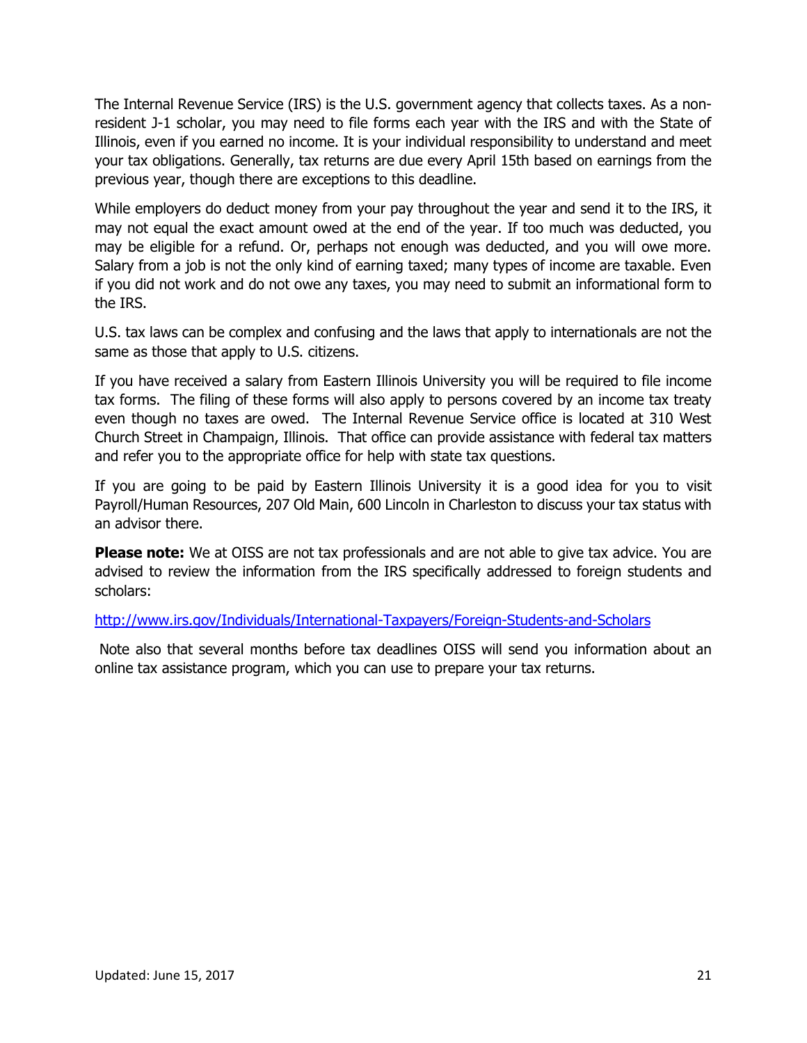The Internal Revenue Service (IRS) is the U.S. government agency that collects taxes. As a non-resident J-1 scholar, you may need to file forms each year with the IRS and with the State of Illinois, even if you earned no income. It is your individual responsibility to understand and meet your tax obligations. Generally, tax returns are due every April 15th based on earnings from the previous year, though there are exceptions to this deadline.

While employers do deduct money from your pay throughout the year and send it to the IRS, it may not equal the exact amount owed at the end of the year. If too much was deducted, you may be eligible for a refund. Or, perhaps not enough was deducted, and you will owe more. Salary from a job is not the only kind of earning taxed; many types of income are taxable. Even if you did not work and do not owe any taxes, you may need to submit an informational form to the IRS.

U.S. tax laws can be complex and confusing and the laws that apply to internationals are not the same as those that apply to U.S. citizens.

If you have received a salary from Eastern Illinois University you will be required to file income tax forms. The filing of these forms will also apply to persons covered by an income tax treaty even though no taxes are owed. The Internal Revenue Service office is located at 310 West Church Street in Champaign, Illinois. That office can provide assistance with federal tax matters and refer you to the appropriate office for help with state tax questions.

If you are going to be paid by Eastern Illinois University it is a good idea for you to visit Payroll/Human Resources, 207 Old Main, 600 Lincoln in Charleston to discuss your tax status with an advisor there.

**Please note:** We at OISS are not tax professionals and are not able to give tax advice. You are advised to review the information from the IRS specifically addressed to foreign students and scholars:

[http://www.irs.gov/Individuals/International-Taxpayers/Foreign-Students-and-Scholars](http://www.irs.gov/Individuals/International-Taxpayers/Foreign-Students-and-Scholars)

Note also that several months before tax deadlines OISS will send you information about an online tax assistance program, which you can use to prepare your tax returns.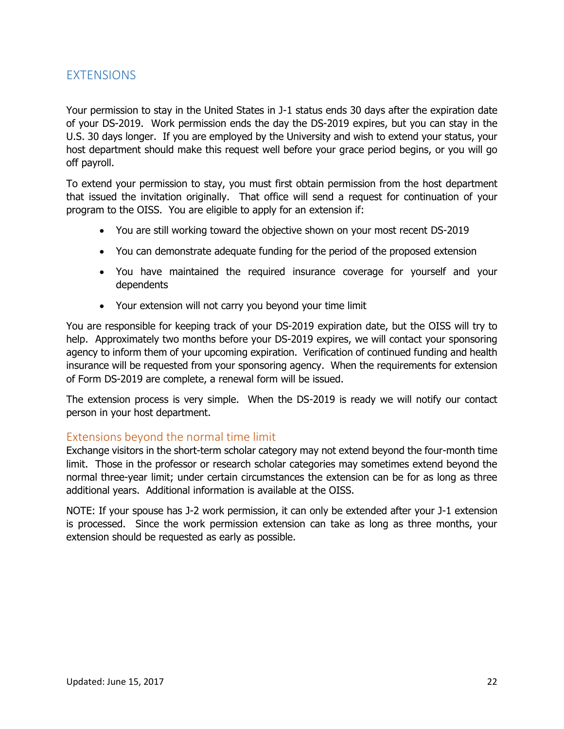## EXTENSIONS

Your permission to stay in the United States in J-1 status ends 30 days after the expiration date of your DS-2019. Work permission ends the day the DS-2019 expires, but you can stay in the U.S. 30 days longer. If you are employed by the University and wish to extend your status, your host department should make this request well before your grace period begins, or you will go off payroll.

To extend your permission to stay, you must first obtain permission from the host department that issued the invitation originally. That office will send a request for continuation of your program to the OISS. You are eligible to apply for an extension if:

- You are still working toward the objective shown on your most recent DS-2019
- You can demonstrate adequate funding for the period of the proposed extension
- You have maintained the required insurance coverage for yourself and your dependents
- Your extension will not carry you beyond your time limit

You are responsible for keeping track of your DS-2019 expiration date, but the OISS will try to help. Approximately two months before your DS-2019 expires, we will contact your sponsoring agency to inform them of your upcoming expiration. Verification of continued funding and health insurance will be requested from your sponsoring agency. When the requirements for extension of Form DS-2019 are complete, a renewal form will be issued.

The extension process is very simple. When the DS-2019 is ready we will notify our contact person in your host department.

### Extensions beyond the normal time limit

Exchange visitors in the short-term scholar category may not extend beyond the four-month time limit. Those in the professor or research scholar categories may sometimes extend beyond the normal three-year limit; under certain circumstances the extension can be for as long as three additional years. Additional information is available at the OISS.

NOTE: If your spouse has J-2 work permission, it can only be extended after your J-1 extension is processed. Since the work permission extension can take as long as three months, your extension should be requested as early as possible.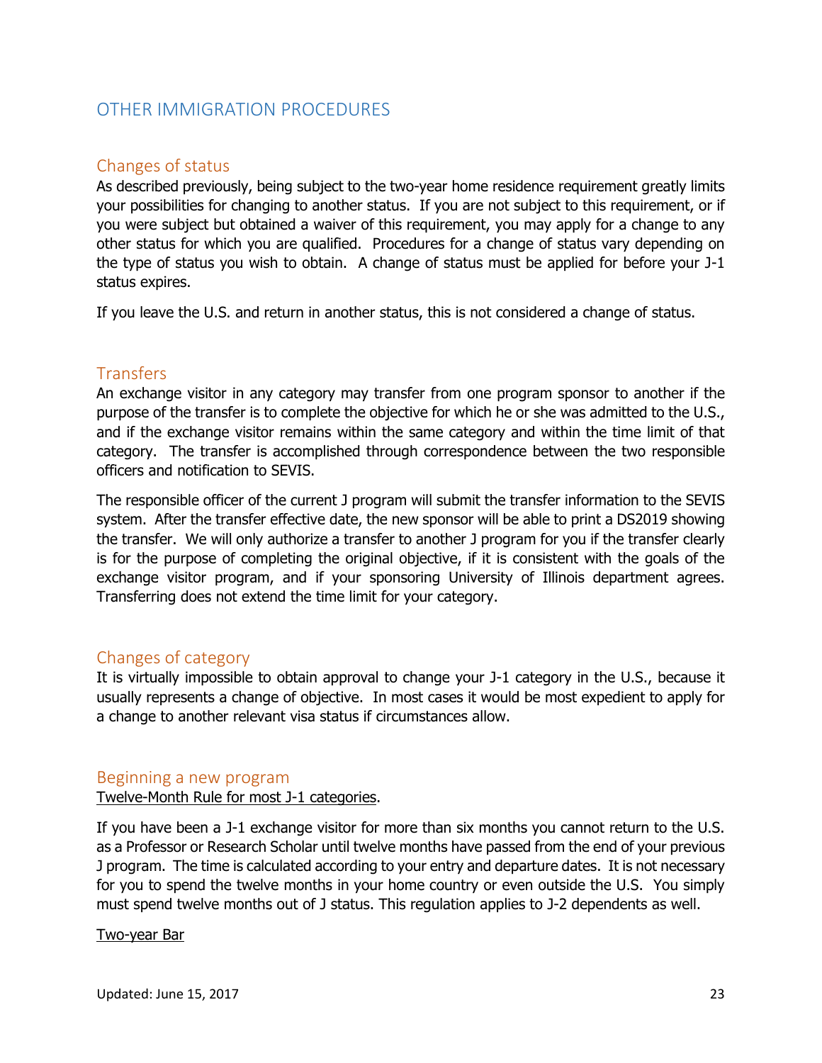# OTHER IMMIGRATION PROCEDURES

## Changes of status

As described previously, being subject to the two-year home residence requirement greatly limits your possibilities for changing to another status. If you are not subject to this requirement, or if you were subject but obtained a waiver of this requirement, you may apply for a change to any other status for which you are qualified. Procedures for a change of status vary depending on the type of status you wish to obtain. A change of status must be applied for before your J-1 status expires.

If you leave the U.S. and return in another status, this is not considered a change of status.

## Transfers

An exchange visitor in any category may transfer from one program sponsor to another if the purpose of the transfer is to complete the objective for which he or she was admitted to the U.S., and if the exchange visitor remains within the same category and within the time limit of that category. The transfer is accomplished through correspondence between the two responsible officers and notification to SEVIS.

The responsible officer of the current J program will submit the transfer information to the SEVIS system. After the transfer effective date, the new sponsor will be able to print a DS2019 showing the transfer. We will only authorize a transfer to another J program for you if the transfer clearly is for the purpose of completing the original objective, if it is consistent with the goals of the exchange visitor program, and if your sponsoring University of Illinois department agrees. Transferring does not extend the time limit for your category.

## Changes of category

It is virtually impossible to obtain approval to change your J-1 category in the U.S., because it usually represents a change of objective. In most cases it would be most expedient to apply for a change to another relevant visa status if circumstances allow.

## Beginning a new program

<u>Twelve-Month Rule for most J-1 categories</u>.

If you have been a J-1 exchange visitor for more than six months you cannot return to the U.S. as a Professor or Research Scholar until twelve months have passed from the end of your previous J program. The time is calculated according to your entry and departure dates. It is not necessary for you to spend the twelve months in your home country or even outside the U.S. You simply must spend twelve months out of J status. This regulation applies to J-2 dependents as well.

<u>Two-year Bar</u>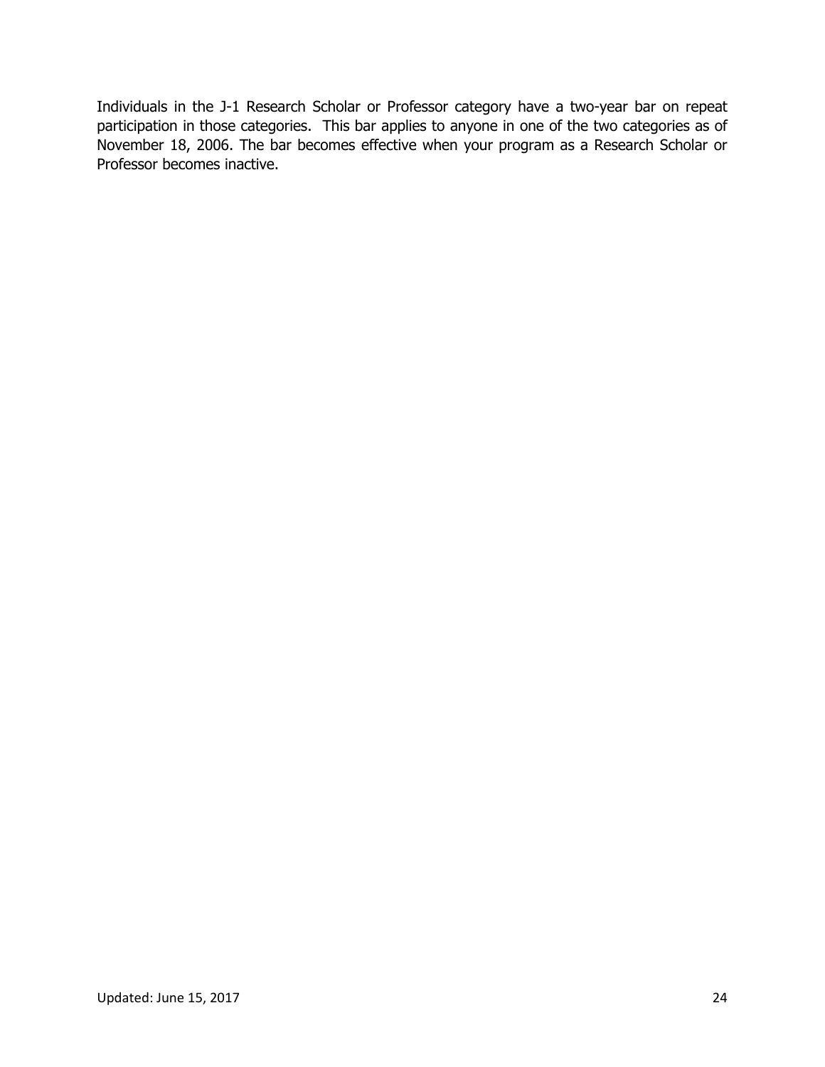Individuals in the J-1 Research Scholar or Professor category have a two-year bar on repeat participation in those categories.  This bar applies to anyone in one of the two categories as of November 18, 2006. The bar becomes effective when your program as a Research Scholar or Professor becomes inactive.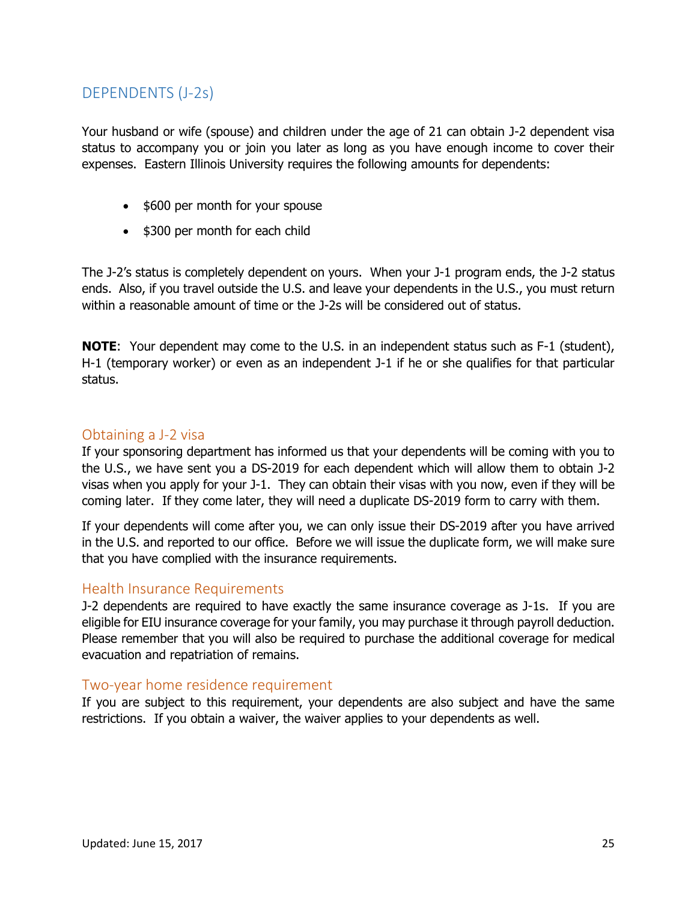## DEPENDENTS (J-2s)

Your husband or wife (spouse) and children under the age of 21 can obtain J-2 dependent visa status to accompany you or join you later as long as you have enough income to cover their expenses. Eastern Illinois University requires the following amounts for dependents:

- $600 per month for your spouse
- $300 per month for each child

The J-2's status is completely dependent on yours. When your J-1 program ends, the J-2 status ends. Also, if you travel outside the U.S. and leave your dependents in the U.S., you must return within a reasonable amount of time or the J-2s will be considered out of status.

**NOTE**: Your dependent may come to the U.S. in an independent status such as F-1 (student), H-1 (temporary worker) or even as an independent J-1 if he or she qualifies for that particular status.

### Obtaining a J-2 visa

If your sponsoring department has informed us that your dependents will be coming with you to the U.S., we have sent you a DS-2019 for each dependent which will allow them to obtain J-2 visas when you apply for your J-1. They can obtain their visas with you now, even if they will be coming later. If they come later, they will need a duplicate DS-2019 form to carry with them.

If your dependents will come after you, we can only issue their DS-2019 after you have arrived in the U.S. and reported to our office. Before we will issue the duplicate form, we will make sure that you have complied with the insurance requirements.

### Health Insurance Requirements

J-2 dependents are required to have exactly the same insurance coverage as J-1s. If you are eligible for EIU insurance coverage for your family, you may purchase it through payroll deduction. Please remember that you will also be required to purchase the additional coverage for medical evacuation and repatriation of remains.

### Two-year home residence requirement

If you are subject to this requirement, your dependents are also subject and have the same restrictions. If you obtain a waiver, the waiver applies to your dependents as well.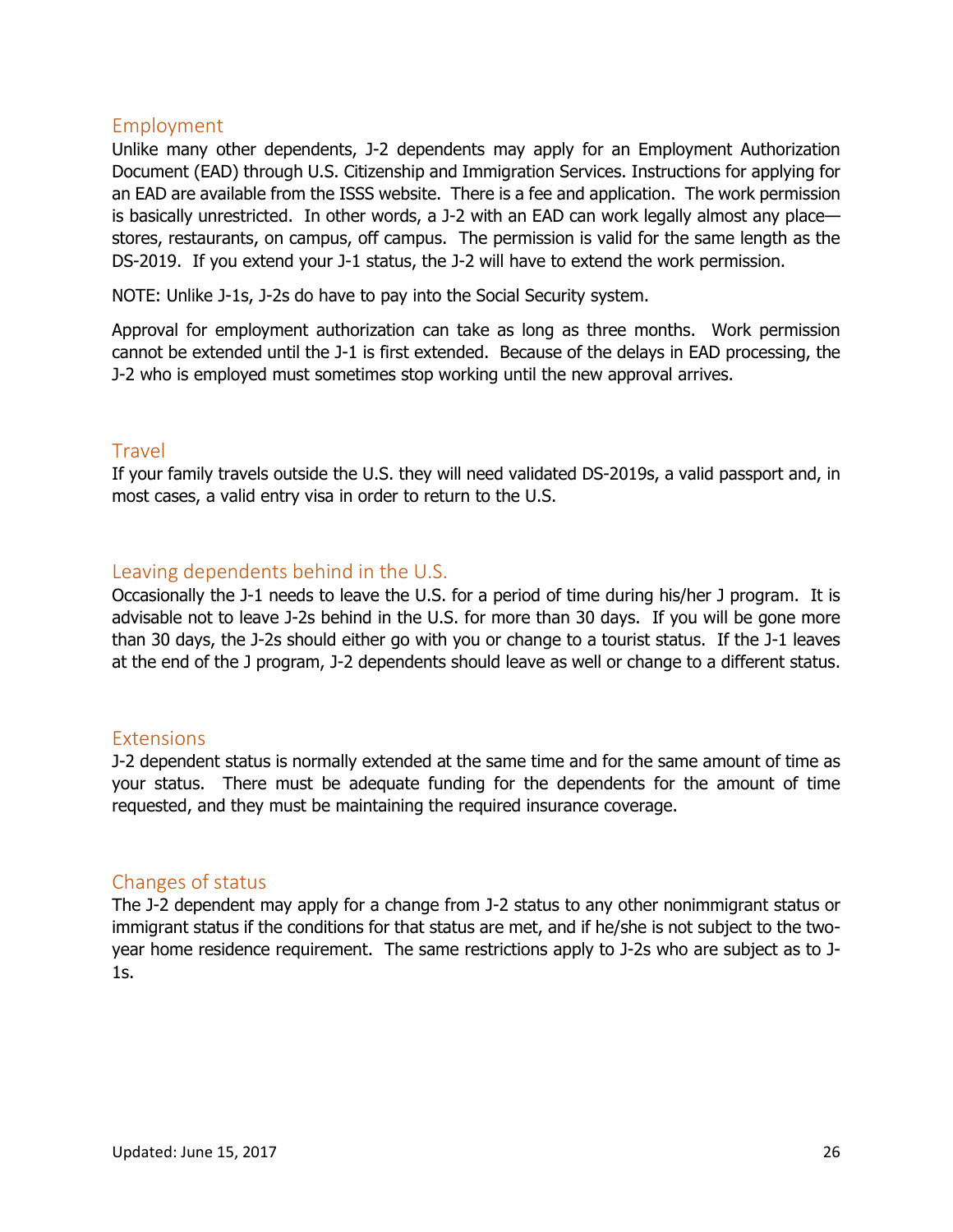## Employment

Unlike many other dependents, J-2 dependents may apply for an Employment Authorization Document (EAD) through U.S. Citizenship and Immigration Services. Instructions for applying for an EAD are available from the ISSS website. There is a fee and application. The work permission is basically unrestricted. In other words, a J-2 with an EAD can work legally almost any place—stores, restaurants, on campus, off campus. The permission is valid for the same length as the DS-2019. If you extend your J-1 status, the J-2 will have to extend the work permission.

NOTE: Unlike J-1s, J-2s do have to pay into the Social Security system.

Approval for employment authorization can take as long as three months. Work permission cannot be extended until the J-1 is first extended. Because of the delays in EAD processing, the J-2 who is employed must sometimes stop working until the new approval arrives.

## Travel

If your family travels outside the U.S. they will need validated DS-2019s, a valid passport and, in most cases, a valid entry visa in order to return to the U.S.

## Leaving dependents behind in the U.S.

Occasionally the J-1 needs to leave the U.S. for a period of time during his/her J program. It is advisable not to leave J-2s behind in the U.S. for more than 30 days. If you will be gone more than 30 days, the J-2s should either go with you or change to a tourist status. If the J-1 leaves at the end of the J program, J-2 dependents should leave as well or change to a different status.

## Extensions

J-2 dependent status is normally extended at the same time and for the same amount of time as your status. There must be adequate funding for the dependents for the amount of time requested, and they must be maintaining the required insurance coverage.

## Changes of status

The J-2 dependent may apply for a change from J-2 status to any other nonimmigrant status or immigrant status if the conditions for that status are met, and if he/she is not subject to the two-year home residence requirement. The same restrictions apply to J-2s who are subject as to J-1s.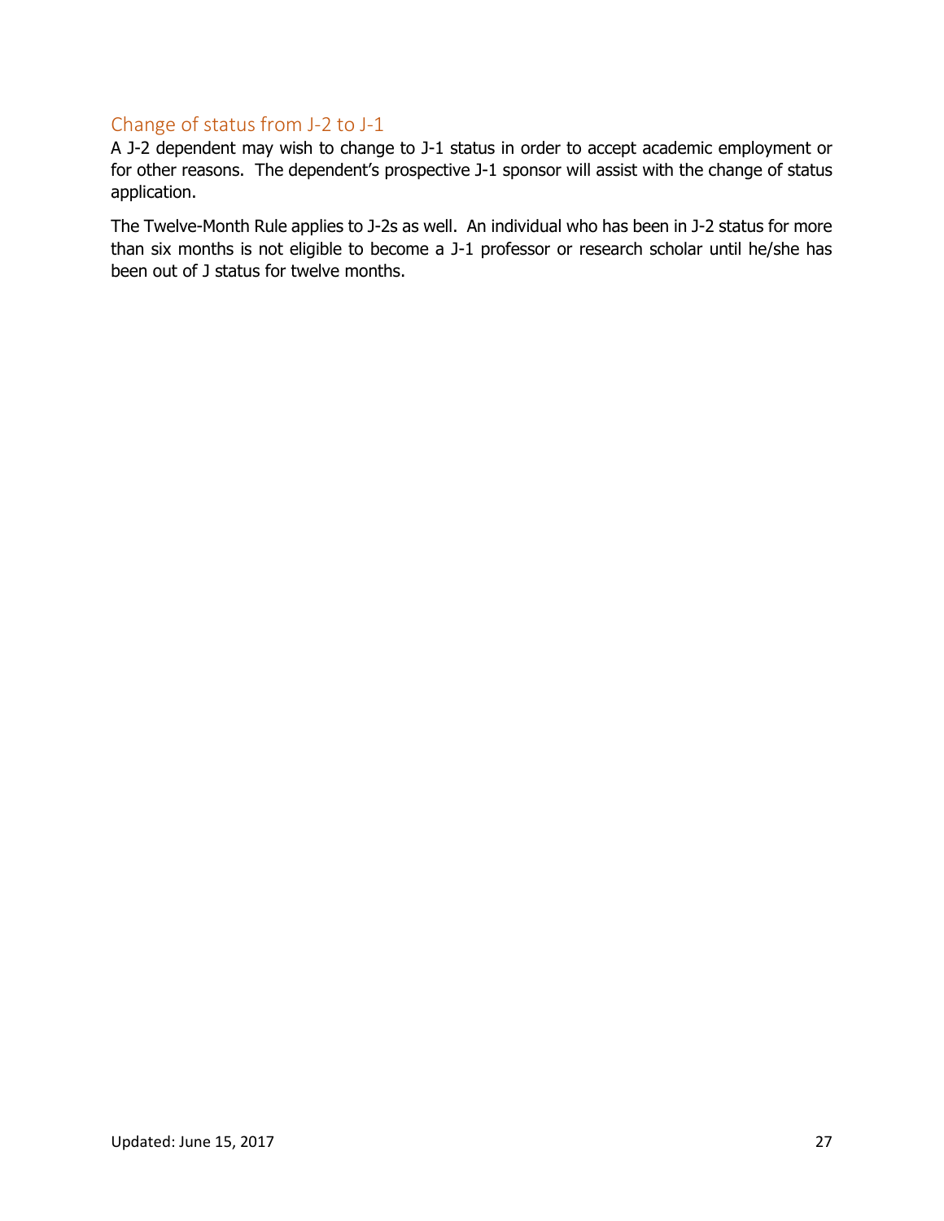## Change of status from J-2 to J-1

A J-2 dependent may wish to change to J-1 status in order to accept academic employment or for other reasons. The dependent's prospective J-1 sponsor will assist with the change of status application.

The Twelve-Month Rule applies to J-2s as well. An individual who has been in J-2 status for more than six months is not eligible to become a J-1 professor or research scholar until he/she has been out of J status for twelve months.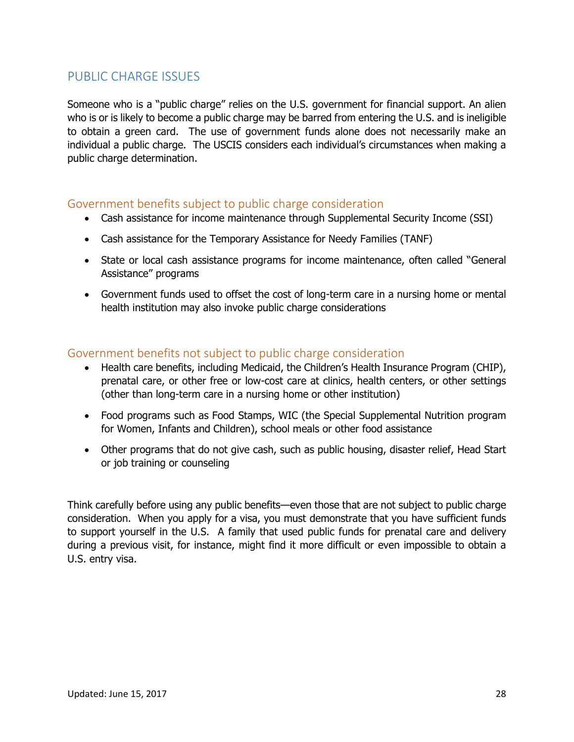## PUBLIC CHARGE ISSUES

Someone who is a "public charge" relies on the U.S. government for financial support. An alien who is or is likely to become a public charge may be barred from entering the U.S. and is ineligible to obtain a green card. The use of government funds alone does not necessarily make an individual a public charge. The USCIS considers each individual's circumstances when making a public charge determination.

### Government benefits subject to public charge consideration

- Cash assistance for income maintenance through Supplemental Security Income (SSI)
- Cash assistance for the Temporary Assistance for Needy Families (TANF)
- State or local cash assistance programs for income maintenance, often called "General Assistance" programs
- Government funds used to offset the cost of long-term care in a nursing home or mental health institution may also invoke public charge considerations

### Government benefits not subject to public charge consideration

- Health care benefits, including Medicaid, the Children's Health Insurance Program (CHIP), prenatal care, or other free or low-cost care at clinics, health centers, or other settings (other than long-term care in a nursing home or other institution)
- Food programs such as Food Stamps, WIC (the Special Supplemental Nutrition program for Women, Infants and Children), school meals or other food assistance
- Other programs that do not give cash, such as public housing, disaster relief, Head Start or job training or counseling

Think carefully before using any public benefits—even those that are not subject to public charge consideration. When you apply for a visa, you must demonstrate that you have sufficient funds to support yourself in the U.S. A family that used public funds for prenatal care and delivery during a previous visit, for instance, might find it more difficult or even impossible to obtain a U.S. entry visa.

Updated: June 15, 2017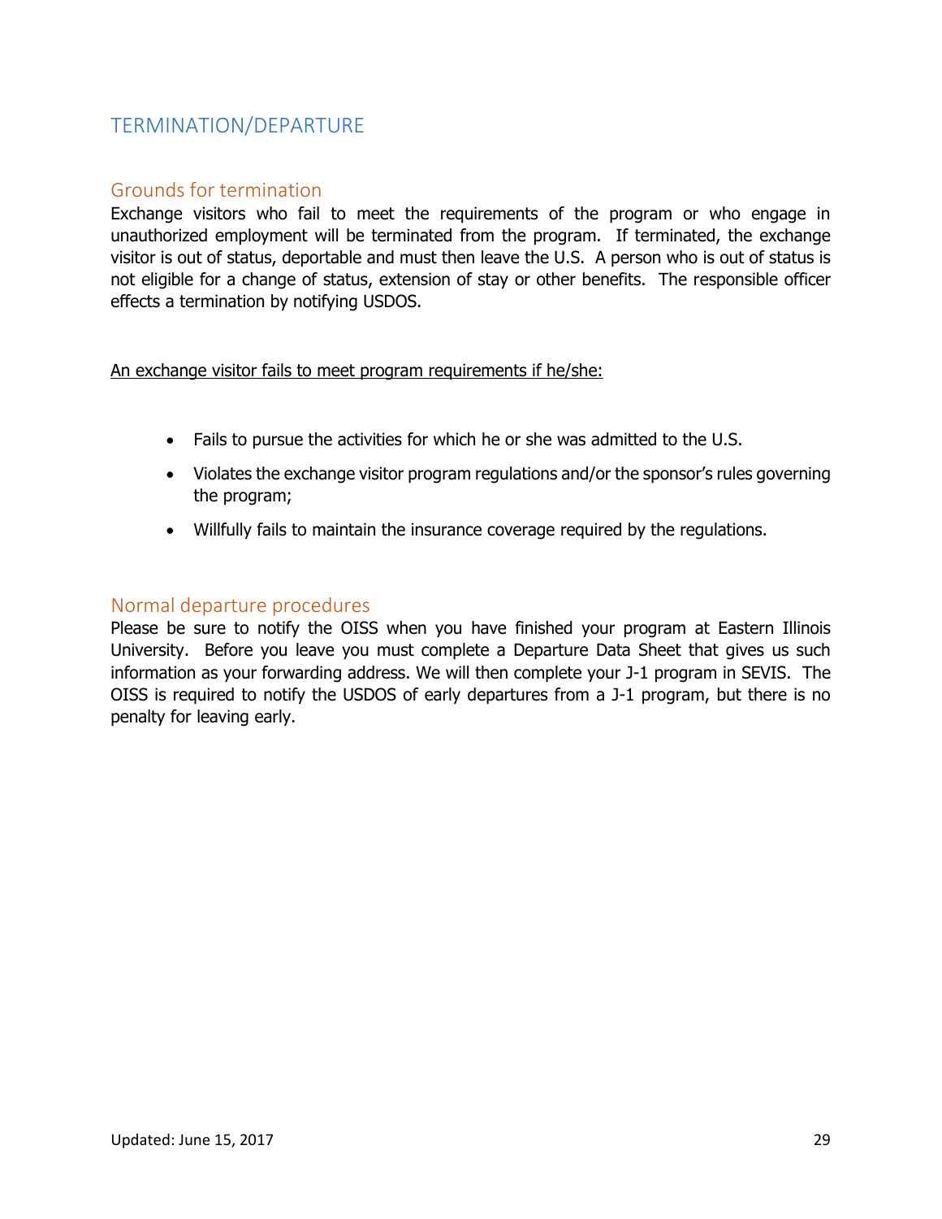## TERMINATION/DEPARTURE

### Grounds for termination

Exchange visitors who fail to meet the requirements of the program or who engage in unauthorized employment will be terminated from the program. If terminated, the exchange visitor is out of status, deportable and must then leave the U.S. A person who is out of status is not eligible for a change of status, extension of stay or other benefits. The responsible officer effects a termination by notifying USDOS.

<u>An exchange visitor fails to meet program requirements if he/she:</u>

- Fails to pursue the activities for which he or she was admitted to the U.S.
- Violates the exchange visitor program regulations and/or the sponsor's rules governing the program;
- Willfully fails to maintain the insurance coverage required by the regulations.

### Normal departure procedures

Please be sure to notify the OISS when you have finished your program at Eastern Illinois University. Before you leave you must complete a Departure Data Sheet that gives us such information as your forwarding address. We will then complete your J-1 program in SEVIS. The OISS is required to notify the USDOS of early departures from a J-1 program, but there is no penalty for leaving early.